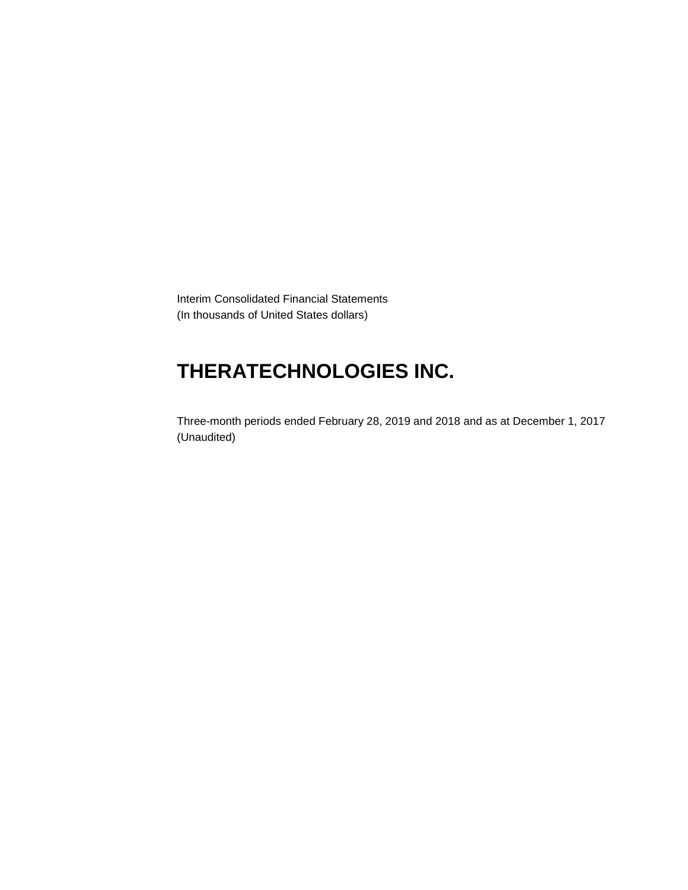Interim Consolidated Financial Statements
(In thousands of United States dollars)

# THERATECHNOLOGIES INC.

Three-month periods ended February 28, 2019 and 2018 and as at December 1, 2017
(Unaudited)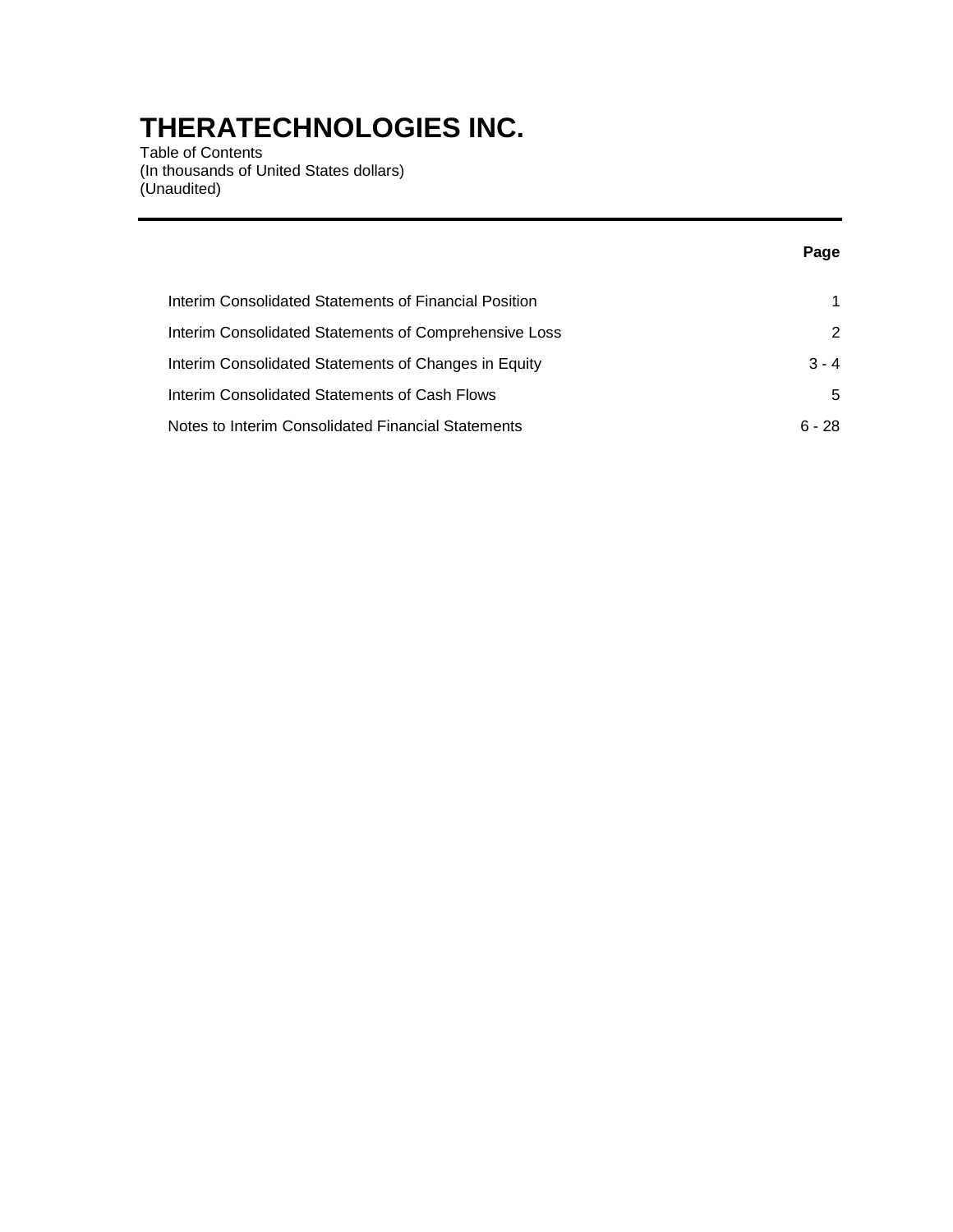# THERATECHNOLOGIES INC.

Table of Contents
(In thousands of United States dollars)
(Unaudited)

| | **Page** |
|---|---|
| Interim Consolidated Statements of Financial Position | 1 |
| Interim Consolidated Statements of Comprehensive Loss | 2 |
| Interim Consolidated Statements of Changes in Equity | 3 - 4 |
| Interim Consolidated Statements of Cash Flows | 5 |
| Notes to Interim Consolidated Financial Statements | 6 - 28 |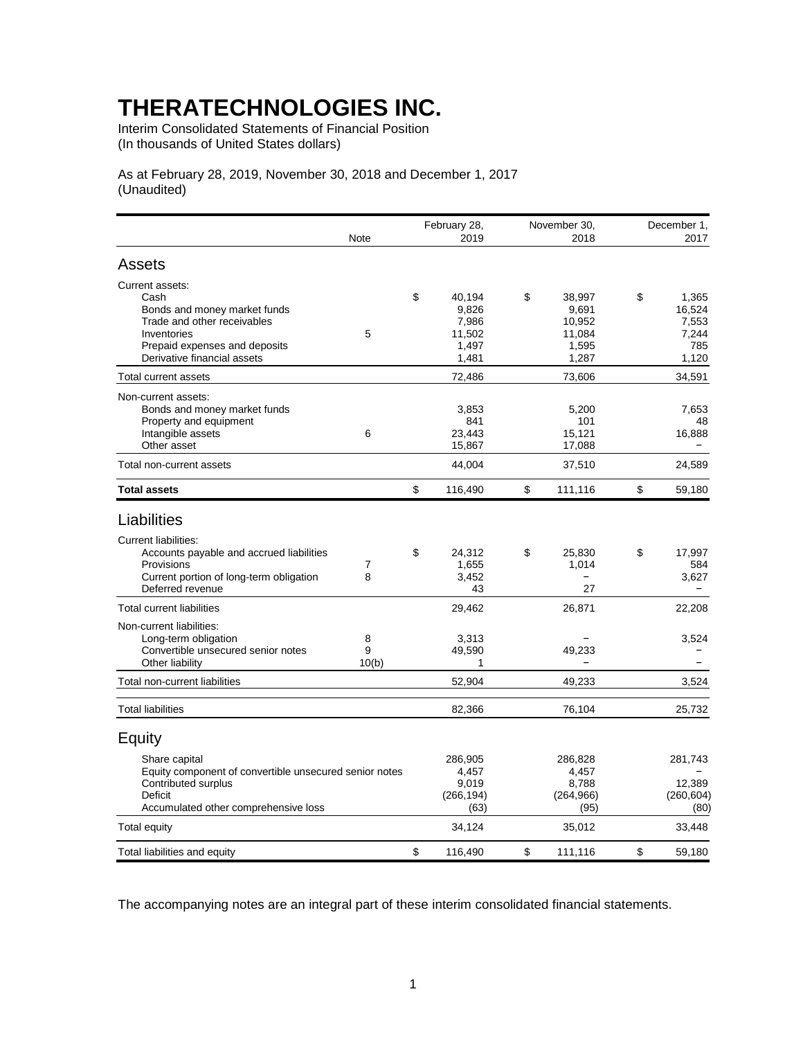# THERATECHNOLOGIES INC.

Interim Consolidated Statements of Financial Position
(In thousands of United States dollars)

As at February 28, 2019, November 30, 2018 and December 1, 2017
(Unaudited)

| | Note | February 28, 2019 | November 30, 2018 | December 1, 2017 |
|---|---|---|---|---|
| **Assets** | | | | |
| Current assets: | | | | |
| Cash | | $ 40,194 | $ 38,997 | $ 1,365 |
| Bonds and money market funds | | 9,826 | 9,691 | 16,524 |
| Trade and other receivables | | 7,986 | 10,952 | 7,553 |
| Inventories | 5 | 11,502 | 11,084 | 7,244 |
| Prepaid expenses and deposits | | 1,497 | 1,595 | 785 |
| Derivative financial assets | | 1,481 | 1,287 | 1,120 |
| Total current assets | | 72,486 | 73,606 | 34,591 |
| Non-current assets: | | | | |
| Bonds and money market funds | | 3,853 | 5,200 | 7,653 |
| Property and equipment | | 841 | 101 | 48 |
| Intangible assets | 6 | 23,443 | 15,121 | 16,888 |
| Other asset | | 15,867 | 17,088 | – |
| Total non-current assets | | 44,004 | 37,510 | 24,589 |
| **Total assets** | | $ 116,490 | $ 111,116 | $ 59,180 |
| **Liabilities** | | | | |
| Current liabilities: | | | | |
| Accounts payable and accrued liabilities | | $ 24,312 | $ 25,830 | $ 17,997 |
| Provisions | 7 | 1,655 | 1,014 | 584 |
| Current portion of long-term obligation | 8 | 3,452 | – | 3,627 |
| Deferred revenue | | 43 | 27 | – |
| Total current liabilities | | 29,462 | 26,871 | 22,208 |
| Non-current liabilities: | | | | |
| Long-term obligation | 8 | 3,313 | – | 3,524 |
| Convertible unsecured senior notes | 9 | 49,590 | 49,233 | – |
| Other liability | 10(b) | 1 | – | – |
| Total non-current liabilities | | 52,904 | 49,233 | 3,524 |
| Total liabilities | | 82,366 | 76,104 | 25,732 |
| **Equity** | | | | |
| Share capital | | 286,905 | 286,828 | 281,743 |
| Equity component of convertible unsecured senior notes | | 4,457 | 4,457 | – |
| Contributed surplus | | 9,019 | 8,788 | 12,389 |
| Deficit | | (266,194) | (264,966) | (260,604) |
| Accumulated other comprehensive loss | | (63) | (95) | (80) |
| Total equity | | 34,124 | 35,012 | 33,448 |
| Total liabilities and equity | | $ 116,490 | $ 111,116 | $ 59,180 |

The accompanying notes are an integral part of these interim consolidated financial statements.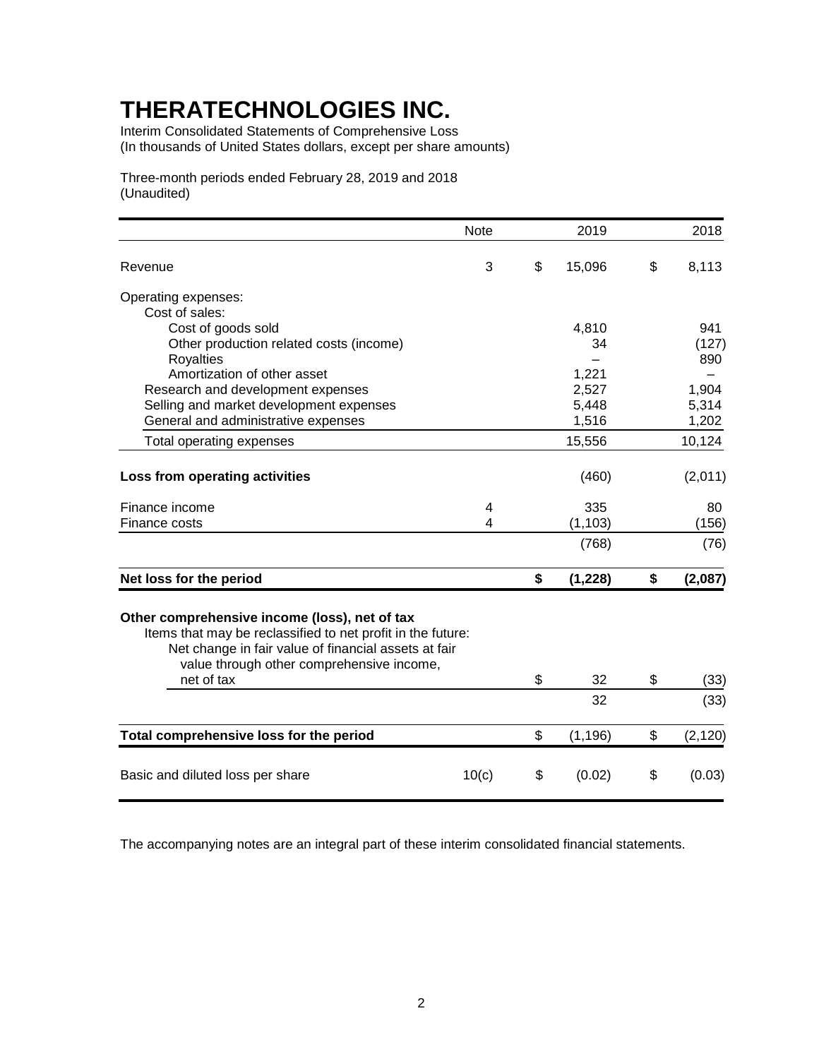# THERATECHNOLOGIES INC.

Interim Consolidated Statements of Comprehensive Loss
(In thousands of United States dollars, except per share amounts)

Three-month periods ended February 28, 2019 and 2018
(Unaudited)

| | Note | 2019 | 2018 |
|---|---|---|---|
| Revenue | 3 | $ 15,096 | $ 8,113 |
| Operating expenses: | | | |
| Cost of sales: | | | |
| Cost of goods sold | | 4,810 | 941 |
| Other production related costs (income) | | 34 | (127) |
| Royalties | | – | 890 |
| Amortization of other asset | | 1,221 | – |
| Research and development expenses | | 2,527 | 1,904 |
| Selling and market development expenses | | 5,448 | 5,314 |
| General and administrative expenses | | 1,516 | 1,202 |
| Total operating expenses | | 15,556 | 10,124 |
| **Loss from operating activities** | | (460) | (2,011) |
| Finance income | 4 | 335 | 80 |
| Finance costs | 4 | (1,103) | (156) |
| | | (768) | (76) |
| **Net loss for the period** | | **$ (1,228)** | **$ (2,087)** |
| **Other comprehensive income (loss), net of tax** | | | |
| Items that may be reclassified to net profit in the future: | | | |
| Net change in fair value of financial assets at fair value through other comprehensive income, net of tax | | $ 32 | $ (33) |
| | | 32 | (33) |
| **Total comprehensive loss for the period** | | $ (1,196) | $ (2,120) |
| Basic and diluted loss per share | 10(c) | $ (0.02) | $ (0.03) |

The accompanying notes are an integral part of these interim consolidated financial statements.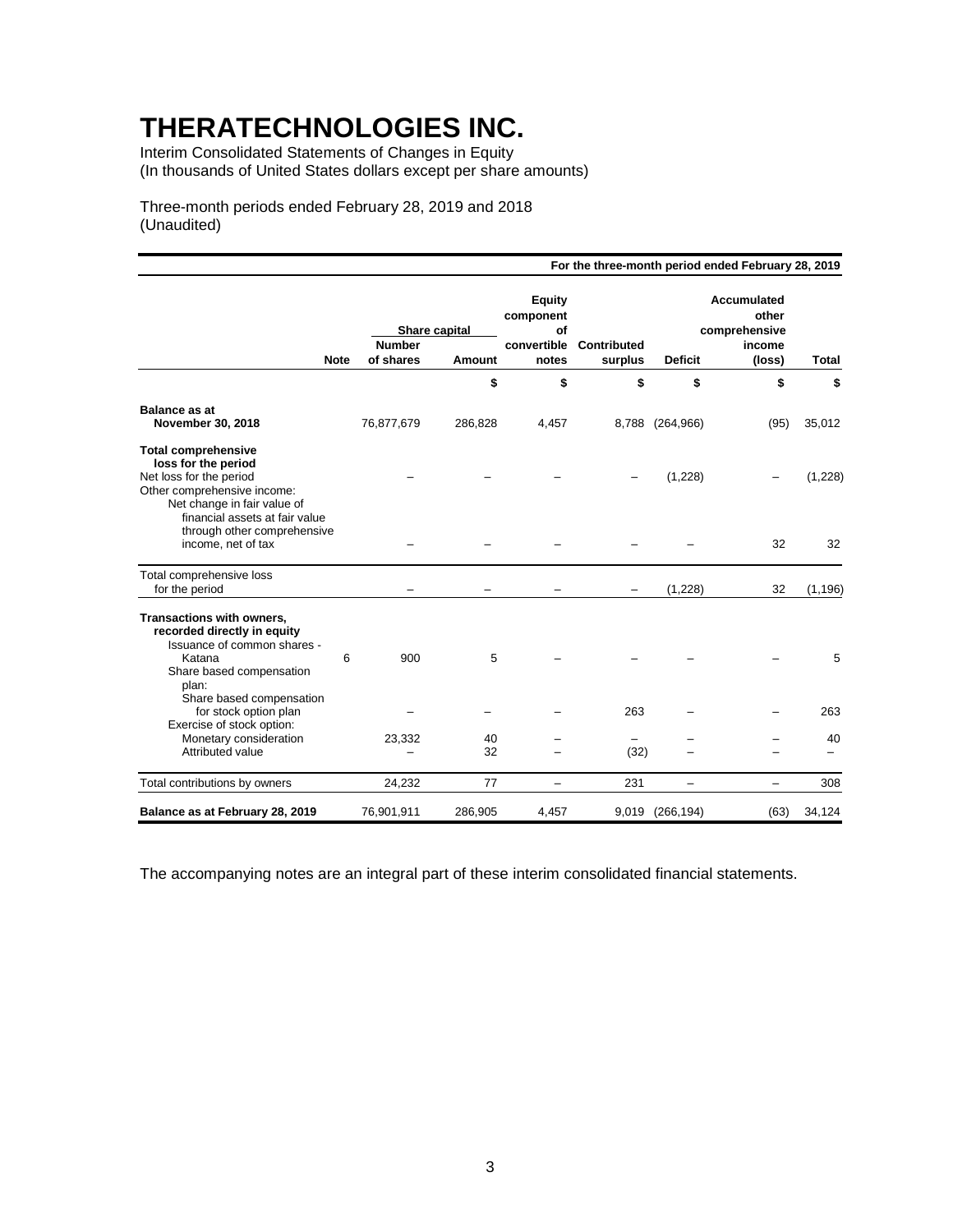# THERATECHNOLOGIES INC.

Interim Consolidated Statements of Changes in Equity
(In thousands of United States dollars except per share amounts)

Three-month periods ended February 28, 2019 and 2018
(Unaudited)

| | | For the three-month period ended February 28, 2019 | | | | | | |
|---|---|---|---|---|---|---|---|---|
| | | Share capital | | Equity component of convertible notes | Contributed surplus | Deficit | Accumulated other comprehensive income (loss) | Total |
| | Note | Number of shares | Amount | | | | | |
| | | | $ | $ | $ | $ | $ | $ |
| **Balance as at November 30, 2018** | | 76,877,679 | 286,828 | 4,457 | 8,788 | (264,966) | (95) | 35,012 |
| **Total comprehensive loss for the period** | | | | | | | | |
| Net loss for the period | | – | – | – | – | (1,228) | – | (1,228) |
| Other comprehensive income: | | | | | | | | |
| Net change in fair value of financial assets at fair value through other comprehensive income, net of tax | | – | – | – | – | – | 32 | 32 |
| Total comprehensive loss for the period | | – | – | – | – | (1,228) | 32 | (1,196) |
| **Transactions with owners, recorded directly in equity** | | | | | | | | |
| Issuance of common shares - Katana | 6 | 900 | 5 | – | – | – | – | 5 |
| Share based compensation plan: | | | | | | | | |
| Share based compensation for stock option plan | | – | – | – | 263 | – | – | 263 |
| Exercise of stock option: | | | | | | | | |
| Monetary consideration | | 23,332 | 40 | – | – | – | – | 40 |
| Attributed value | | – | 32 | – | (32) | – | – | – |
| Total contributions by owners | | 24,232 | 77 | – | 231 | – | – | 308 |
| **Balance as at February 28, 2019** | | 76,901,911 | 286,905 | 4,457 | 9,019 | (266,194) | (63) | 34,124 |

The accompanying notes are an integral part of these interim consolidated financial statements.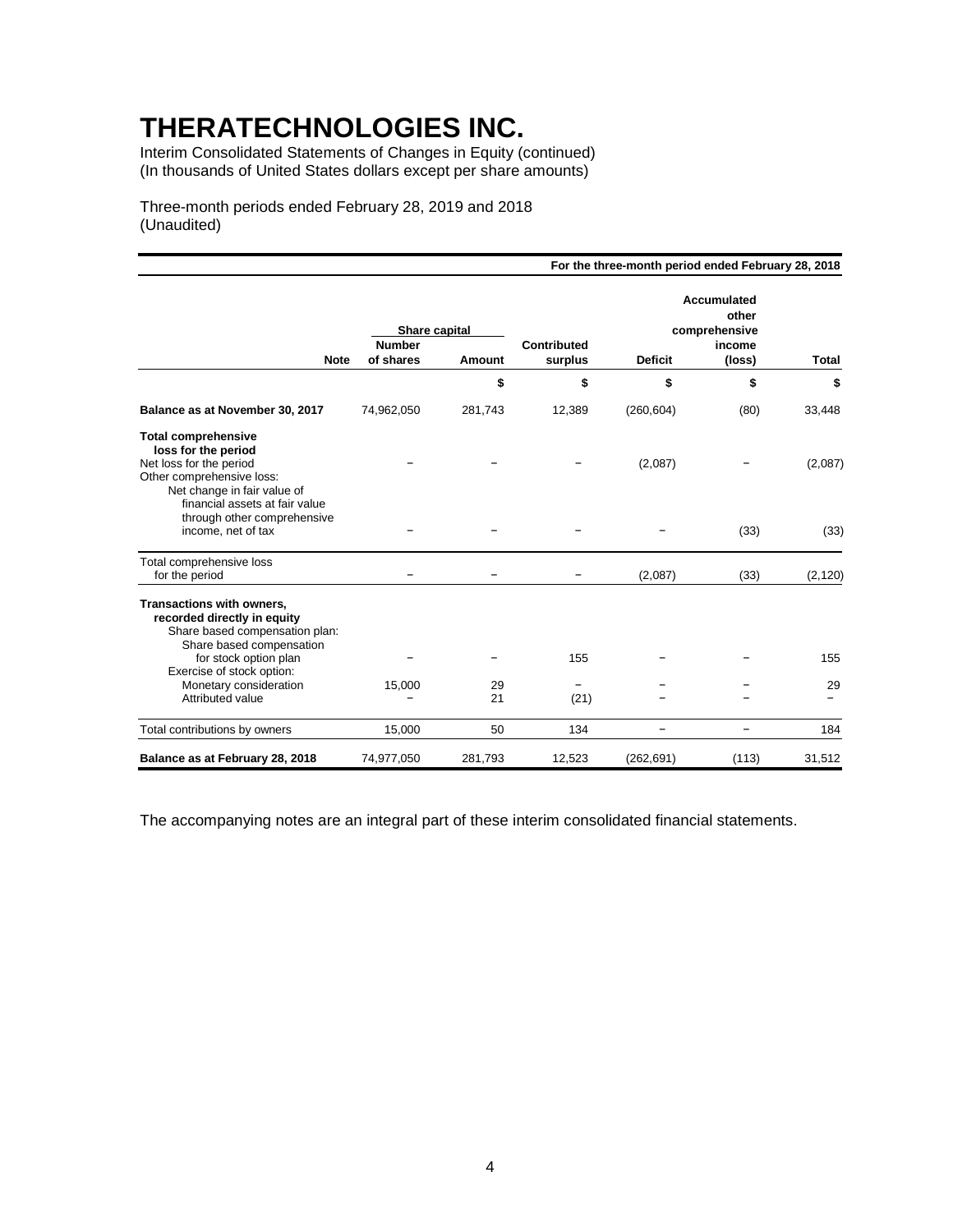# THERATECHNOLOGIES INC.

Interim Consolidated Statements of Changes in Equity (continued)
(In thousands of United States dollars except per share amounts)

Three-month periods ended February 28, 2019 and 2018
(Unaudited)

| For the three-month period ended February 28, 2018 | | | | | | | |
|---|---|---|---|---|---|---|---|
| | | Share capital | | | | Accumulated other comprehensive | |
| | Note | Number of shares | Amount | Contributed surplus | Deficit | income (loss) | Total |
| | | | $ | $ | $ | $ | $ |
| **Balance as at November 30, 2017** | | 74,962,050 | 281,743 | 12,389 | (260,604) | (80) | 33,448 |
| **Total comprehensive loss for the period** | | | | | | | |
| Net loss for the period | | – | – | – | (2,087) | – | (2,087) |
| Other comprehensive loss: | | | | | | | |
| Net change in fair value of financial assets at fair value through other comprehensive income, net of tax | | – | – | – | – | (33) | (33) |
| Total comprehensive loss for the period | | – | – | – | (2,087) | (33) | (2,120) |
| **Transactions with owners, recorded directly in equity** | | | | | | | |
| Share based compensation plan: | | | | | | | |
| Share based compensation for stock option plan | | – | – | 155 | – | – | 155 |
| Exercise of stock option: | | | | | | | |
| Monetary consideration | | 15,000 | 29 | – | – | – | 29 |
| Attributed value | | – | 21 | (21) | – | – | – |
| Total contributions by owners | | 15,000 | 50 | 134 | – | – | 184 |
| **Balance as at February 28, 2018** | | 74,977,050 | 281,793 | 12,523 | (262,691) | (113) | 31,512 |

The accompanying notes are an integral part of these interim consolidated financial statements.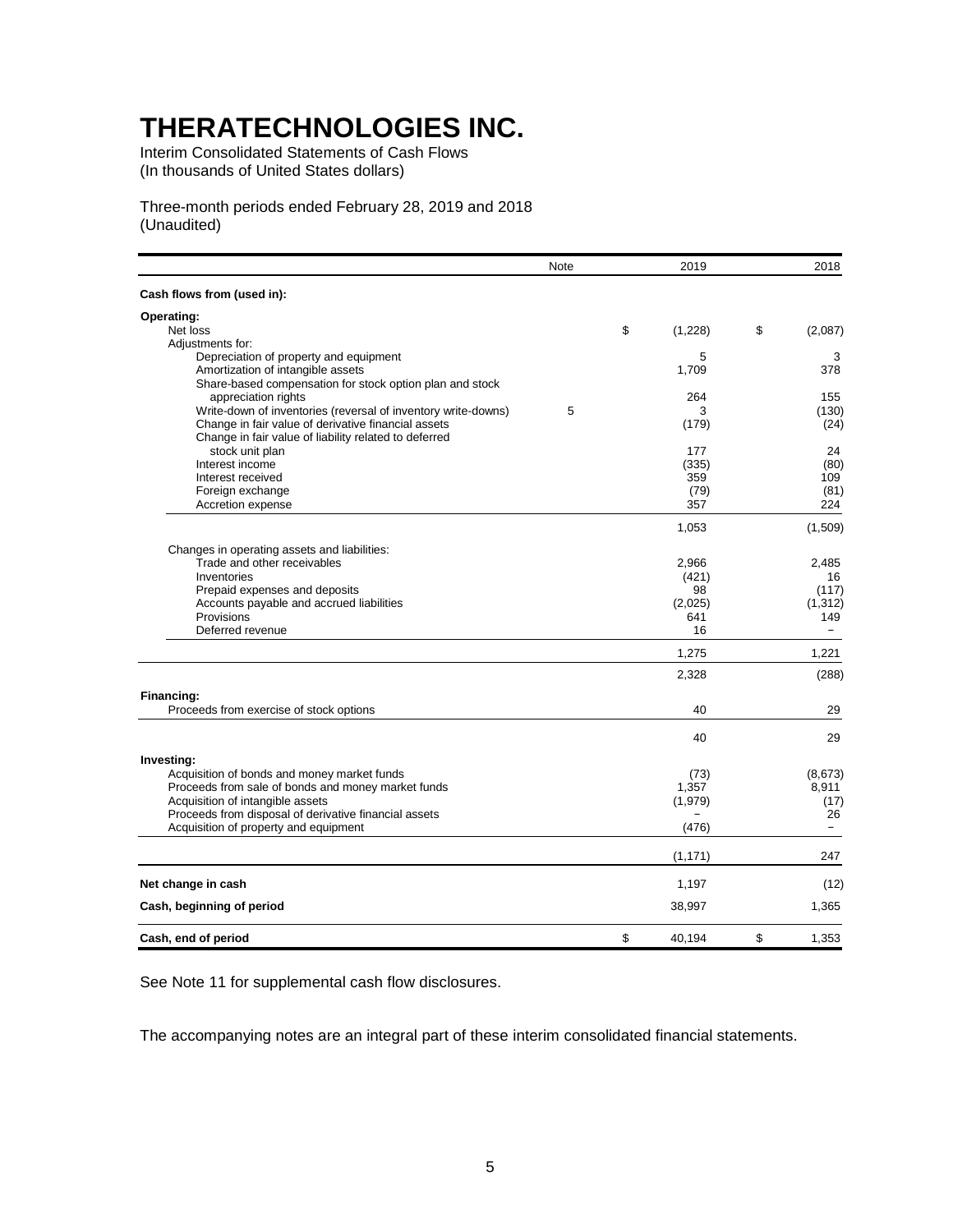# THERATECHNOLOGIES INC.

Interim Consolidated Statements of Cash Flows
(In thousands of United States dollars)

Three-month periods ended February 28, 2019 and 2018
(Unaudited)

| | Note | 2019 | 2018 |
|---|---|---|---|
| **Cash flows from (used in):** | | | |
| **Operating:** | | | |
| Net loss | | $ (1,228) | $ (2,087) |
| Adjustments for: | | | |
| Depreciation of property and equipment | | 5 | 3 |
| Amortization of intangible assets | | 1,709 | 378 |
| Share-based compensation for stock option plan and stock appreciation rights | | 264 | 155 |
| Write-down of inventories (reversal of inventory write-downs) | 5 | 3 | (130) |
| Change in fair value of derivative financial assets | | (179) | (24) |
| Change in fair value of liability related to deferred stock unit plan | | 177 | 24 |
| Interest income | | (335) | (80) |
| Interest received | | 359 | 109 |
| Foreign exchange | | (79) | (81) |
| Accretion expense | | 357 | 224 |
| | | 1,053 | (1,509) |
| Changes in operating assets and liabilities: | | | |
| Trade and other receivables | | 2,966 | 2,485 |
| Inventories | | (421) | 16 |
| Prepaid expenses and deposits | | 98 | (117) |
| Accounts payable and accrued liabilities | | (2,025) | (1,312) |
| Provisions | | 641 | 149 |
| Deferred revenue | | 16 | – |
| | | 1,275 | 1,221 |
| | | 2,328 | (288) |
| **Financing:** | | | |
| Proceeds from exercise of stock options | | 40 | 29 |
| | | 40 | 29 |
| **Investing:** | | | |
| Acquisition of bonds and money market funds | | (73) | (8,673) |
| Proceeds from sale of bonds and money market funds | | 1,357 | 8,911 |
| Acquisition of intangible assets | | (1,979) | (17) |
| Proceeds from disposal of derivative financial assets | | – | 26 |
| Acquisition of property and equipment | | (476) | – |
| | | (1,171) | 247 |
| **Net change in cash** | | 1,197 | (12) |
| **Cash, beginning of period** | | 38,997 | 1,365 |
| **Cash, end of period** | | $ 40,194 | $ 1,353 |

See Note 11 for supplemental cash flow disclosures.

The accompanying notes are an integral part of these interim consolidated financial statements.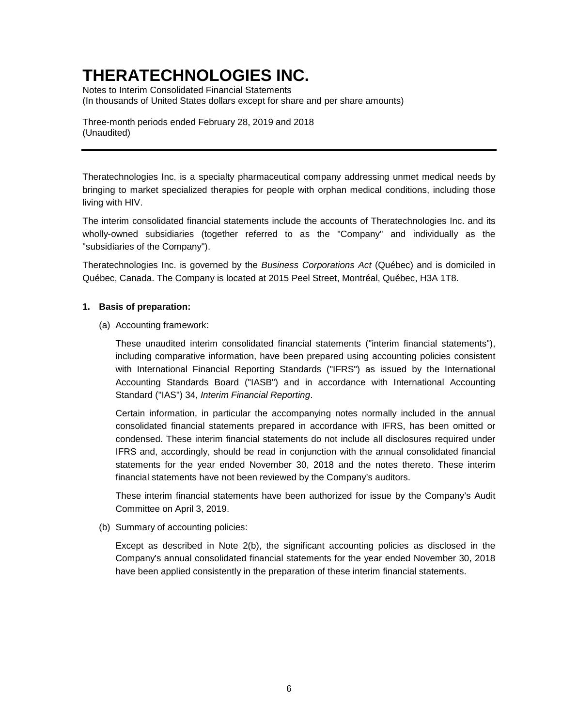# THERATECHNOLOGIES INC.

Notes to Interim Consolidated Financial Statements
(In thousands of United States dollars except for share and per share amounts)

Three-month periods ended February 28, 2019 and 2018
(Unaudited)

---

Theratechnologies Inc. is a specialty pharmaceutical company addressing unmet medical needs by bringing to market specialized therapies for people with orphan medical conditions, including those living with HIV.

The interim consolidated financial statements include the accounts of Theratechnologies Inc. and its wholly-owned subsidiaries (together referred to as the "Company" and individually as the "subsidiaries of the Company").

Theratechnologies Inc. is governed by the *Business Corporations Act* (Québec) and is domiciled in Québec, Canada. The Company is located at 2015 Peel Street, Montréal, Québec, H3A 1T8.

**1. Basis of preparation:**

(a) Accounting framework:

These unaudited interim consolidated financial statements ("interim financial statements"), including comparative information, have been prepared using accounting policies consistent with International Financial Reporting Standards ("IFRS") as issued by the International Accounting Standards Board ("IASB") and in accordance with International Accounting Standard ("IAS") 34, *Interim Financial Reporting*.

Certain information, in particular the accompanying notes normally included in the annual consolidated financial statements prepared in accordance with IFRS, has been omitted or condensed. These interim financial statements do not include all disclosures required under IFRS and, accordingly, should be read in conjunction with the annual consolidated financial statements for the year ended November 30, 2018 and the notes thereto. These interim financial statements have not been reviewed by the Company's auditors.

These interim financial statements have been authorized for issue by the Company's Audit Committee on April 3, 2019.

(b) Summary of accounting policies:

Except as described in Note 2(b), the significant accounting policies as disclosed in the Company's annual consolidated financial statements for the year ended November 30, 2018 have been applied consistently in the preparation of these interim financial statements.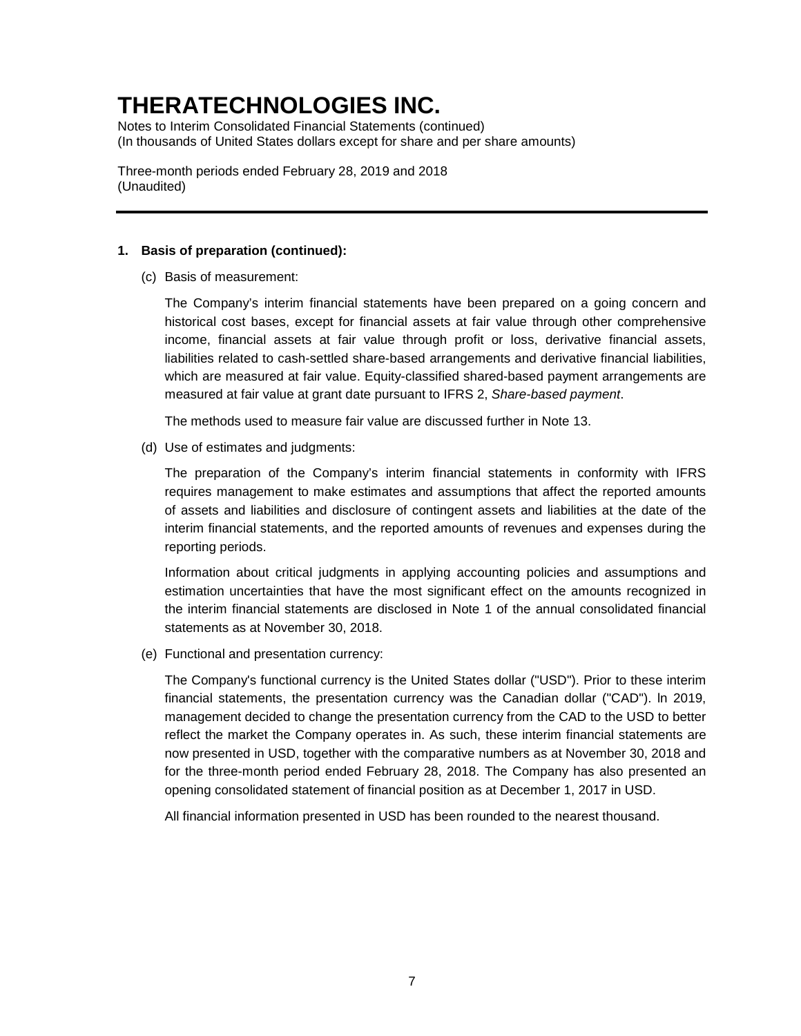# THERATECHNOLOGIES INC.

Notes to Interim Consolidated Financial Statements (continued)
(In thousands of United States dollars except for share and per share amounts)

Three-month periods ended February 28, 2019 and 2018
(Unaudited)

**1. Basis of preparation (continued):**

(c) Basis of measurement:

The Company's interim financial statements have been prepared on a going concern and historical cost bases, except for financial assets at fair value through other comprehensive income, financial assets at fair value through profit or loss, derivative financial assets, liabilities related to cash-settled share-based arrangements and derivative financial liabilities, which are measured at fair value. Equity-classified shared-based payment arrangements are measured at fair value at grant date pursuant to IFRS 2, *Share-based payment*.

The methods used to measure fair value are discussed further in Note 13.

(d) Use of estimates and judgments:

The preparation of the Company's interim financial statements in conformity with IFRS requires management to make estimates and assumptions that affect the reported amounts of assets and liabilities and disclosure of contingent assets and liabilities at the date of the interim financial statements, and the reported amounts of revenues and expenses during the reporting periods.

Information about critical judgments in applying accounting policies and assumptions and estimation uncertainties that have the most significant effect on the amounts recognized in the interim financial statements are disclosed in Note 1 of the annual consolidated financial statements as at November 30, 2018.

(e) Functional and presentation currency:

The Company's functional currency is the United States dollar ("USD"). Prior to these interim financial statements, the presentation currency was the Canadian dollar ("CAD"). ln 2019, management decided to change the presentation currency from the CAD to the USD to better reflect the market the Company operates in. As such, these interim financial statements are now presented in USD, together with the comparative numbers as at November 30, 2018 and for the three-month period ended February 28, 2018. The Company has also presented an opening consolidated statement of financial position as at December 1, 2017 in USD.

All financial information presented in USD has been rounded to the nearest thousand.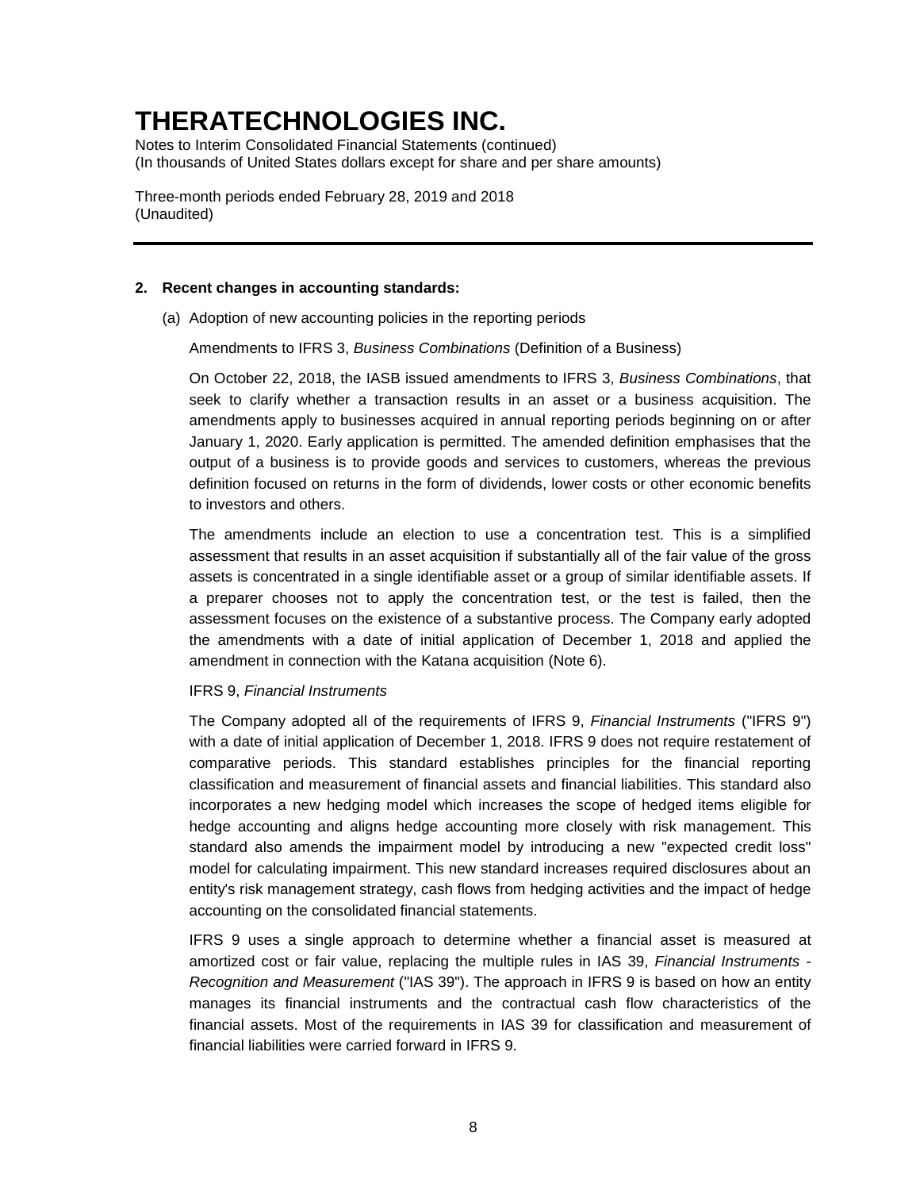## 2. Recent changes in accounting standards:

(a) Adoption of new accounting policies in the reporting periods

Amendments to IFRS 3, *Business Combinations* (Definition of a Business)

On October 22, 2018, the IASB issued amendments to IFRS 3, *Business Combinations*, that seek to clarify whether a transaction results in an asset or a business acquisition. The amendments apply to businesses acquired in annual reporting periods beginning on or after January 1, 2020. Early application is permitted. The amended definition emphasises that the output of a business is to provide goods and services to customers, whereas the previous definition focused on returns in the form of dividends, lower costs or other economic benefits to investors and others.

The amendments include an election to use a concentration test. This is a simplified assessment that results in an asset acquisition if substantially all of the fair value of the gross assets is concentrated in a single identifiable asset or a group of similar identifiable assets. If a preparer chooses not to apply the concentration test, or the test is failed, then the assessment focuses on the existence of a substantive process. The Company early adopted the amendments with a date of initial application of December 1, 2018 and applied the amendment in connection with the Katana acquisition (Note 6).

IFRS 9, *Financial Instruments*

The Company adopted all of the requirements of IFRS 9, *Financial Instruments* ("IFRS 9") with a date of initial application of December 1, 2018. IFRS 9 does not require restatement of comparative periods. This standard establishes principles for the financial reporting classification and measurement of financial assets and financial liabilities. This standard also incorporates a new hedging model which increases the scope of hedged items eligible for hedge accounting and aligns hedge accounting more closely with risk management. This standard also amends the impairment model by introducing a new "expected credit loss" model for calculating impairment. This new standard increases required disclosures about an entity's risk management strategy, cash flows from hedging activities and the impact of hedge accounting on the consolidated financial statements.

IFRS 9 uses a single approach to determine whether a financial asset is measured at amortized cost or fair value, replacing the multiple rules in IAS 39, *Financial Instruments - Recognition and Measurement* ("IAS 39"). The approach in IFRS 9 is based on how an entity manages its financial instruments and the contractual cash flow characteristics of the financial assets. Most of the requirements in IAS 39 for classification and measurement of financial liabilities were carried forward in IFRS 9.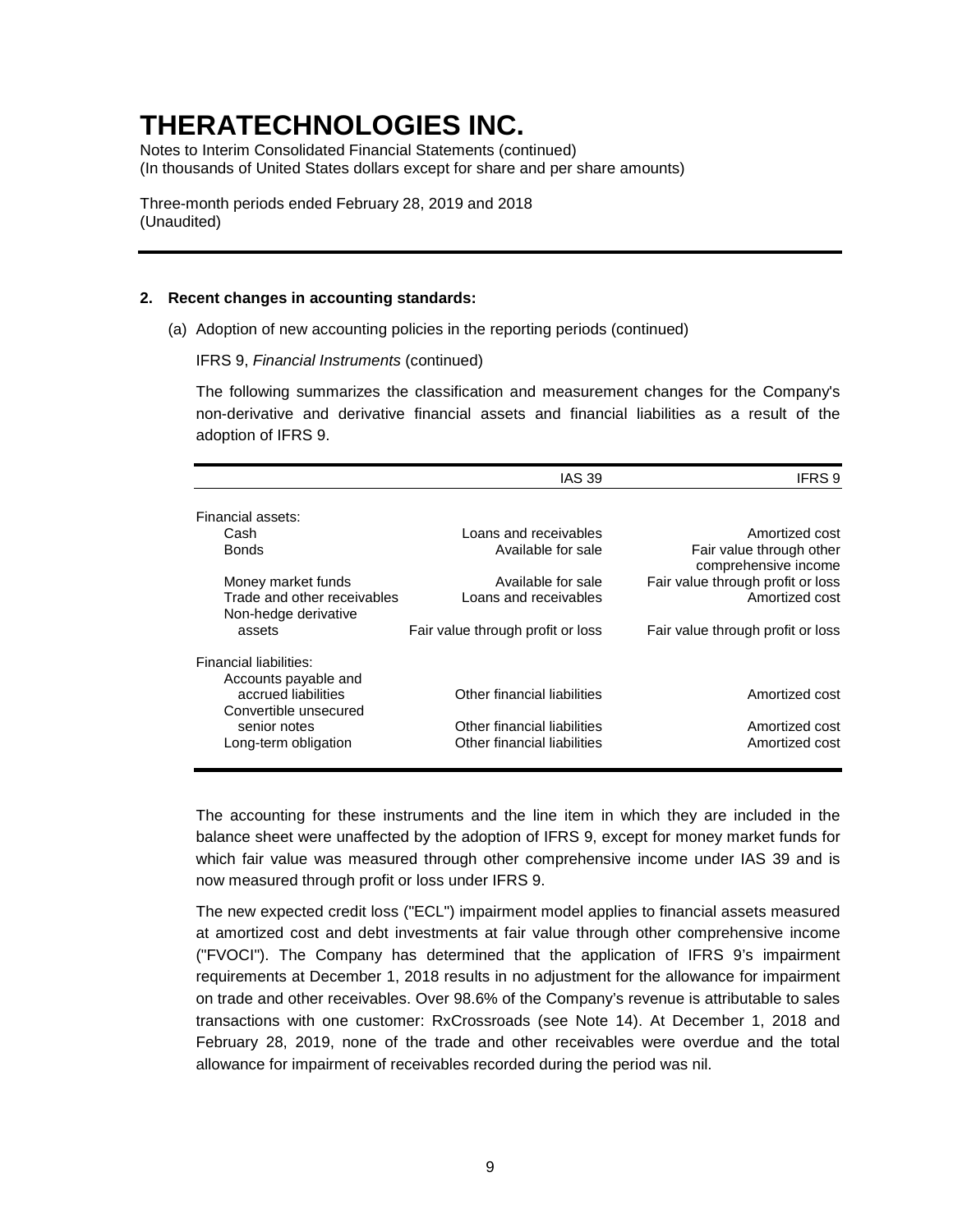# THERATECHNOLOGIES INC.

Notes to Interim Consolidated Financial Statements (continued)
(In thousands of United States dollars except for share and per share amounts)

Three-month periods ended February 28, 2019 and 2018
(Unaudited)

**2. Recent changes in accounting standards:**

(a) Adoption of new accounting policies in the reporting periods (continued)

IFRS 9, *Financial Instruments* (continued)

The following summarizes the classification and measurement changes for the Company's non-derivative and derivative financial assets and financial liabilities as a result of the adoption of IFRS 9.

| | IAS 39 | IFRS 9 |
|---|---|---|
| Financial assets: | | |
| Cash | Loans and receivables | Amortized cost |
| Bonds | Available for sale | Fair value through other comprehensive income |
| Money market funds | Available for sale | Fair value through profit or loss |
| Trade and other receivables | Loans and receivables | Amortized cost |
| Non-hedge derivative assets | Fair value through profit or loss | Fair value through profit or loss |
| Financial liabilities: | | |
| Accounts payable and accrued liabilities | Other financial liabilities | Amortized cost |
| Convertible unsecured senior notes | Other financial liabilities | Amortized cost |
| Long-term obligation | Other financial liabilities | Amortized cost |

The accounting for these instruments and the line item in which they are included in the balance sheet were unaffected by the adoption of IFRS 9, except for money market funds for which fair value was measured through other comprehensive income under IAS 39 and is now measured through profit or loss under IFRS 9.

The new expected credit loss ("ECL") impairment model applies to financial assets measured at amortized cost and debt investments at fair value through other comprehensive income ("FVOCI"). The Company has determined that the application of IFRS 9's impairment requirements at December 1, 2018 results in no adjustment for the allowance for impairment on trade and other receivables. Over 98.6% of the Company's revenue is attributable to sales transactions with one customer: RxCrossroads (see Note 14). At December 1, 2018 and February 28, 2019, none of the trade and other receivables were overdue and the total allowance for impairment of receivables recorded during the period was nil.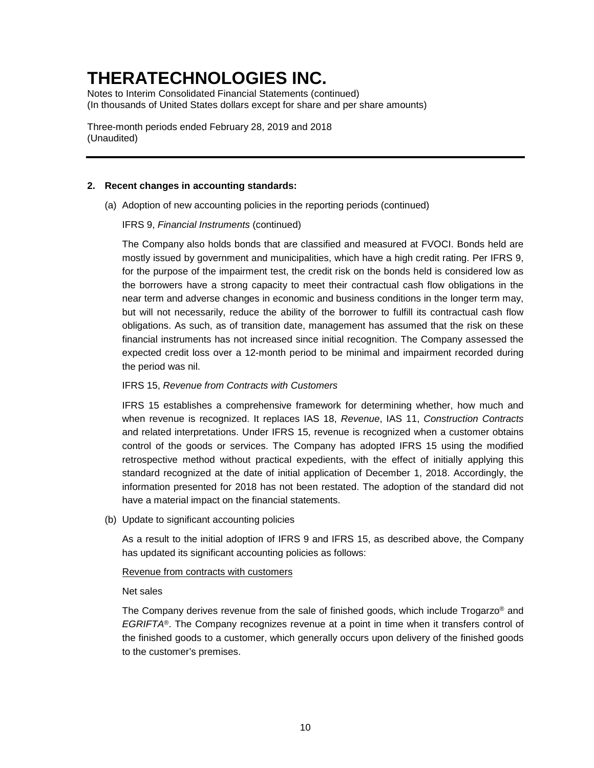# THERATECHNOLOGIES INC.

Notes to Interim Consolidated Financial Statements (continued)
(In thousands of United States dollars except for share and per share amounts)

Three-month periods ended February 28, 2019 and 2018
(Unaudited)

---

**2. Recent changes in accounting standards:**

(a) Adoption of new accounting policies in the reporting periods (continued)

IFRS 9, *Financial Instruments* (continued)

The Company also holds bonds that are classified and measured at FVOCI. Bonds held are mostly issued by government and municipalities, which have a high credit rating. Per IFRS 9, for the purpose of the impairment test, the credit risk on the bonds held is considered low as the borrowers have a strong capacity to meet their contractual cash flow obligations in the near term and adverse changes in economic and business conditions in the longer term may, but will not necessarily, reduce the ability of the borrower to fulfill its contractual cash flow obligations. As such, as of transition date, management has assumed that the risk on these financial instruments has not increased since initial recognition. The Company assessed the expected credit loss over a 12-month period to be minimal and impairment recorded during the period was nil.

IFRS 15, *Revenue from Contracts with Customers*

IFRS 15 establishes a comprehensive framework for determining whether, how much and when revenue is recognized. It replaces IAS 18, *Revenue*, IAS 11, *Construction Contracts* and related interpretations. Under IFRS 15, revenue is recognized when a customer obtains control of the goods or services. The Company has adopted IFRS 15 using the modified retrospective method without practical expedients, with the effect of initially applying this standard recognized at the date of initial application of December 1, 2018. Accordingly, the information presented for 2018 has not been restated. The adoption of the standard did not have a material impact on the financial statements.

(b) Update to significant accounting policies

As a result to the initial adoption of IFRS 9 and IFRS 15, as described above, the Company has updated its significant accounting policies as follows:

<u>Revenue from contracts with customers</u>

Net sales

The Company derives revenue from the sale of finished goods, which include Trogarzo® and *EGRIFTA*®. The Company recognizes revenue at a point in time when it transfers control of the finished goods to a customer, which generally occurs upon delivery of the finished goods to the customer's premises.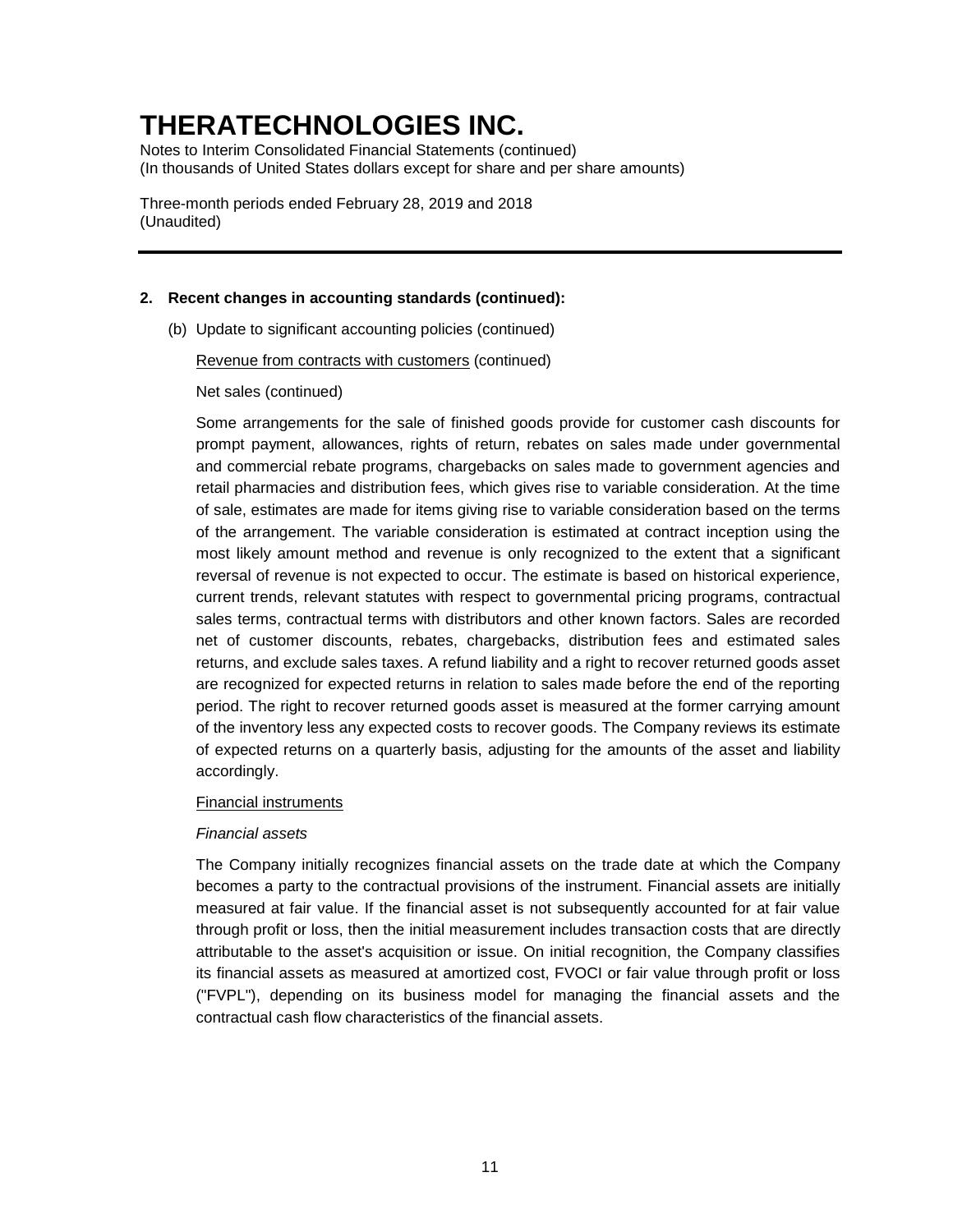**2. Recent changes in accounting standards (continued):**

(b) Update to significant accounting policies (continued)

Revenue from contracts with customers (continued)

Net sales (continued)

Some arrangements for the sale of finished goods provide for customer cash discounts for prompt payment, allowances, rights of return, rebates on sales made under governmental and commercial rebate programs, chargebacks on sales made to government agencies and retail pharmacies and distribution fees, which gives rise to variable consideration. At the time of sale, estimates are made for items giving rise to variable consideration based on the terms of the arrangement. The variable consideration is estimated at contract inception using the most likely amount method and revenue is only recognized to the extent that a significant reversal of revenue is not expected to occur. The estimate is based on historical experience, current trends, relevant statutes with respect to governmental pricing programs, contractual sales terms, contractual terms with distributors and other known factors. Sales are recorded net of customer discounts, rebates, chargebacks, distribution fees and estimated sales returns, and exclude sales taxes. A refund liability and a right to recover returned goods asset are recognized for expected returns in relation to sales made before the end of the reporting period. The right to recover returned goods asset is measured at the former carrying amount of the inventory less any expected costs to recover goods. The Company reviews its estimate of expected returns on a quarterly basis, adjusting for the amounts of the asset and liability accordingly.

Financial instruments

*Financial assets*

The Company initially recognizes financial assets on the trade date at which the Company becomes a party to the contractual provisions of the instrument. Financial assets are initially measured at fair value. If the financial asset is not subsequently accounted for at fair value through profit or loss, then the initial measurement includes transaction costs that are directly attributable to the asset's acquisition or issue. On initial recognition, the Company classifies its financial assets as measured at amortized cost, FVOCI or fair value through profit or loss ("FVPL"), depending on its business model for managing the financial assets and the contractual cash flow characteristics of the financial assets.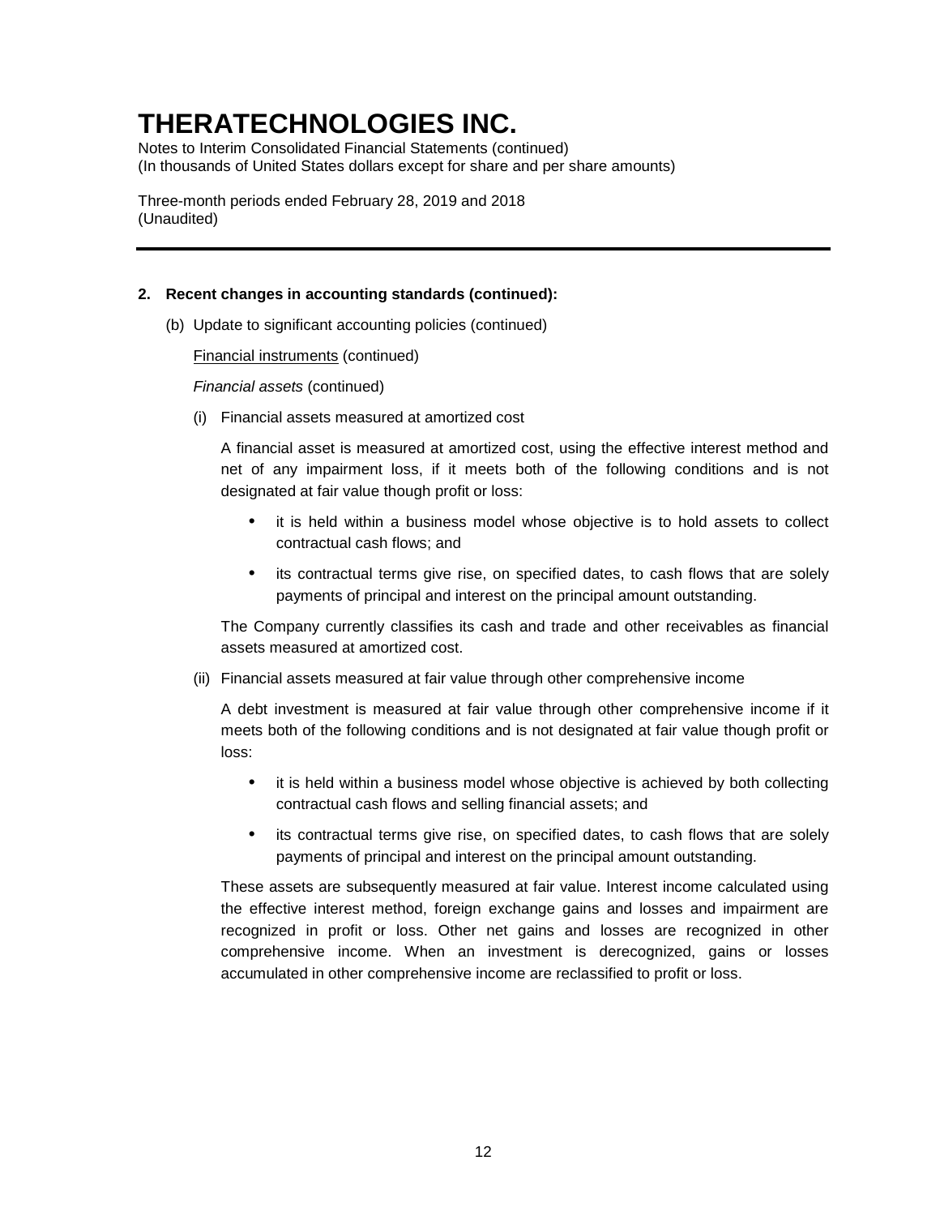**2. Recent changes in accounting standards (continued):**

(b) Update to significant accounting policies (continued)

Financial instruments (continued)

*Financial assets* (continued)

(i) Financial assets measured at amortized cost

A financial asset is measured at amortized cost, using the effective interest method and net of any impairment loss, if it meets both of the following conditions and is not designated at fair value though profit or loss:

- it is held within a business model whose objective is to hold assets to collect contractual cash flows; and
- its contractual terms give rise, on specified dates, to cash flows that are solely payments of principal and interest on the principal amount outstanding.

The Company currently classifies its cash and trade and other receivables as financial assets measured at amortized cost.

(ii) Financial assets measured at fair value through other comprehensive income

A debt investment is measured at fair value through other comprehensive income if it meets both of the following conditions and is not designated at fair value though profit or loss:

- it is held within a business model whose objective is achieved by both collecting contractual cash flows and selling financial assets; and
- its contractual terms give rise, on specified dates, to cash flows that are solely payments of principal and interest on the principal amount outstanding.

These assets are subsequently measured at fair value. Interest income calculated using the effective interest method, foreign exchange gains and losses and impairment are recognized in profit or loss. Other net gains and losses are recognized in other comprehensive income. When an investment is derecognized, gains or losses accumulated in other comprehensive income are reclassified to profit or loss.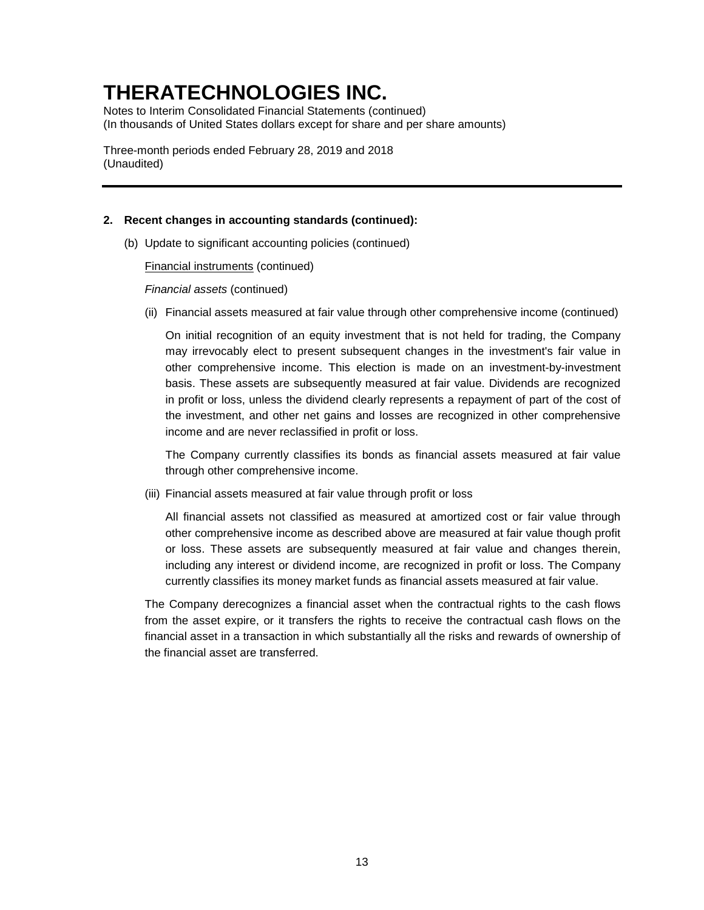**2. Recent changes in accounting standards (continued):**

(b) Update to significant accounting policies (continued)

Financial instruments (continued)

*Financial assets* (continued)

(ii) Financial assets measured at fair value through other comprehensive income (continued)

On initial recognition of an equity investment that is not held for trading, the Company may irrevocably elect to present subsequent changes in the investment's fair value in other comprehensive income. This election is made on an investment-by-investment basis. These assets are subsequently measured at fair value. Dividends are recognized in profit or loss, unless the dividend clearly represents a repayment of part of the cost of the investment, and other net gains and losses are recognized in other comprehensive income and are never reclassified in profit or loss.

The Company currently classifies its bonds as financial assets measured at fair value through other comprehensive income.

(iii) Financial assets measured at fair value through profit or loss

All financial assets not classified as measured at amortized cost or fair value through other comprehensive income as described above are measured at fair value though profit or loss. These assets are subsequently measured at fair value and changes therein, including any interest or dividend income, are recognized in profit or loss. The Company currently classifies its money market funds as financial assets measured at fair value.

The Company derecognizes a financial asset when the contractual rights to the cash flows from the asset expire, or it transfers the rights to receive the contractual cash flows on the financial asset in a transaction in which substantially all the risks and rewards of ownership of the financial asset are transferred.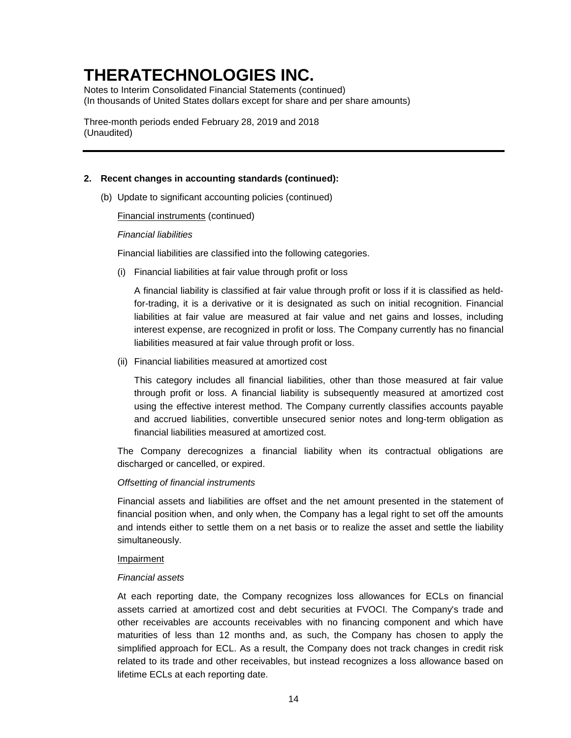**2. Recent changes in accounting standards (continued):**

(b) Update to significant accounting policies (continued)

Financial instruments (continued)

*Financial liabilities*

Financial liabilities are classified into the following categories.

(i) Financial liabilities at fair value through profit or loss

A financial liability is classified at fair value through profit or loss if it is classified as held-for-trading, it is a derivative or it is designated as such on initial recognition. Financial liabilities at fair value are measured at fair value and net gains and losses, including interest expense, are recognized in profit or loss. The Company currently has no financial liabilities measured at fair value through profit or loss.

(ii) Financial liabilities measured at amortized cost

This category includes all financial liabilities, other than those measured at fair value through profit or loss. A financial liability is subsequently measured at amortized cost using the effective interest method. The Company currently classifies accounts payable and accrued liabilities, convertible unsecured senior notes and long-term obligation as financial liabilities measured at amortized cost.

The Company derecognizes a financial liability when its contractual obligations are discharged or cancelled, or expired.

*Offsetting of financial instruments*

Financial assets and liabilities are offset and the net amount presented in the statement of financial position when, and only when, the Company has a legal right to set off the amounts and intends either to settle them on a net basis or to realize the asset and settle the liability simultaneously.

Impairment

*Financial assets*

At each reporting date, the Company recognizes loss allowances for ECLs on financial assets carried at amortized cost and debt securities at FVOCI. The Company's trade and other receivables are accounts receivables with no financing component and which have maturities of less than 12 months and, as such, the Company has chosen to apply the simplified approach for ECL. As a result, the Company does not track changes in credit risk related to its trade and other receivables, but instead recognizes a loss allowance based on lifetime ECLs at each reporting date.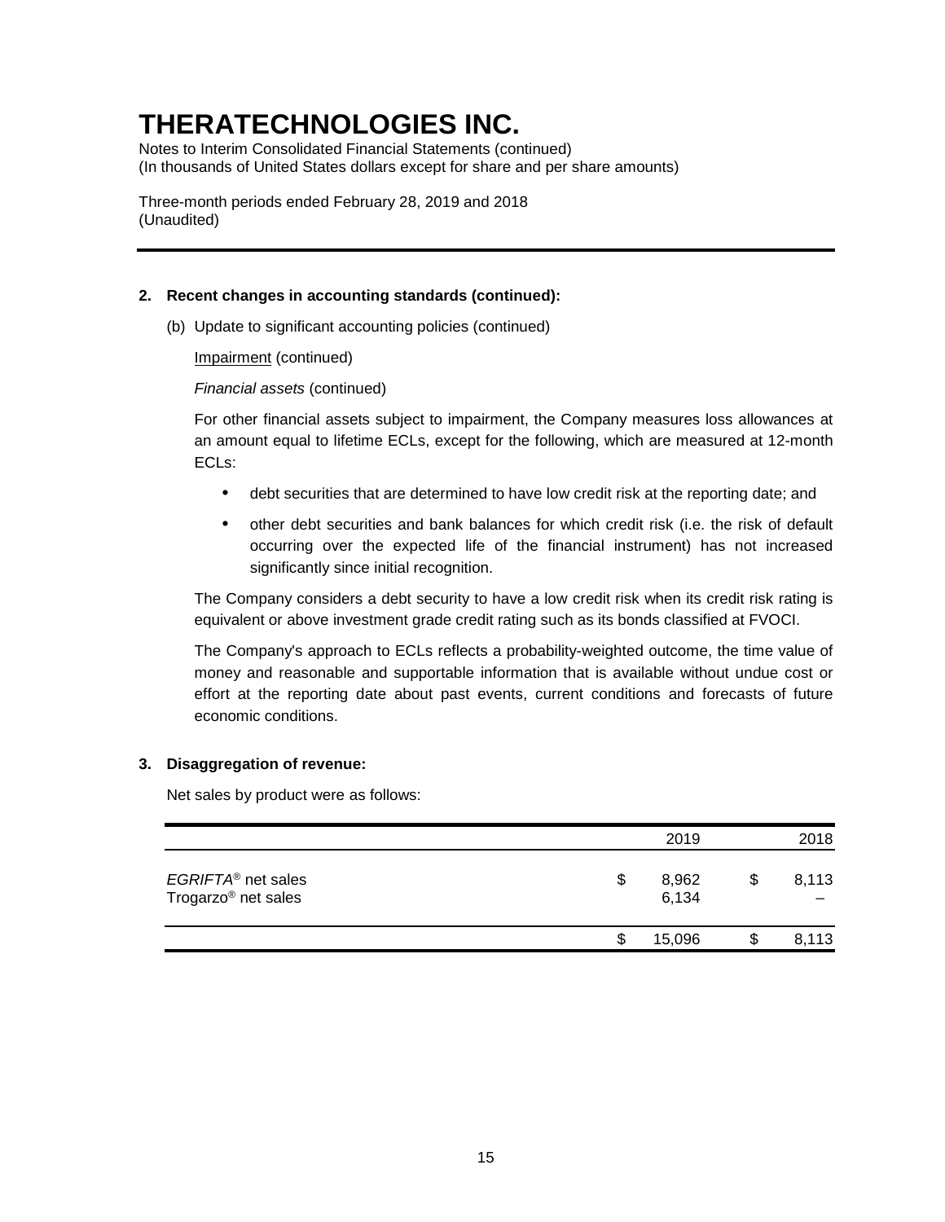# THERATECHNOLOGIES INC.

Notes to Interim Consolidated Financial Statements (continued)
(In thousands of United States dollars except for share and per share amounts)

Three-month periods ended February 28, 2019 and 2018
(Unaudited)

---

**2. Recent changes in accounting standards (continued):**

(b) Update to significant accounting policies (continued)

Impairment (continued)

*Financial assets* (continued)

For other financial assets subject to impairment, the Company measures loss allowances at an amount equal to lifetime ECLs, except for the following, which are measured at 12-month ECLs:

- debt securities that are determined to have low credit risk at the reporting date; and
- other debt securities and bank balances for which credit risk (i.e. the risk of default occurring over the expected life of the financial instrument) has not increased significantly since initial recognition.

The Company considers a debt security to have a low credit risk when its credit risk rating is equivalent or above investment grade credit rating such as its bonds classified at FVOCI.

The Company's approach to ECLs reflects a probability-weighted outcome, the time value of money and reasonable and supportable information that is available without undue cost or effort at the reporting date about past events, current conditions and forecasts of future economic conditions.

**3. Disaggregation of revenue:**

Net sales by product were as follows:

| | 2019 | 2018 |
|---|---|---|
| *EGRIFTA*® net sales | $ 8,962 | $ 8,113 |
| Trogarzo® net sales | 6,134 | – |
| | $ 15,096 | $ 8,113 |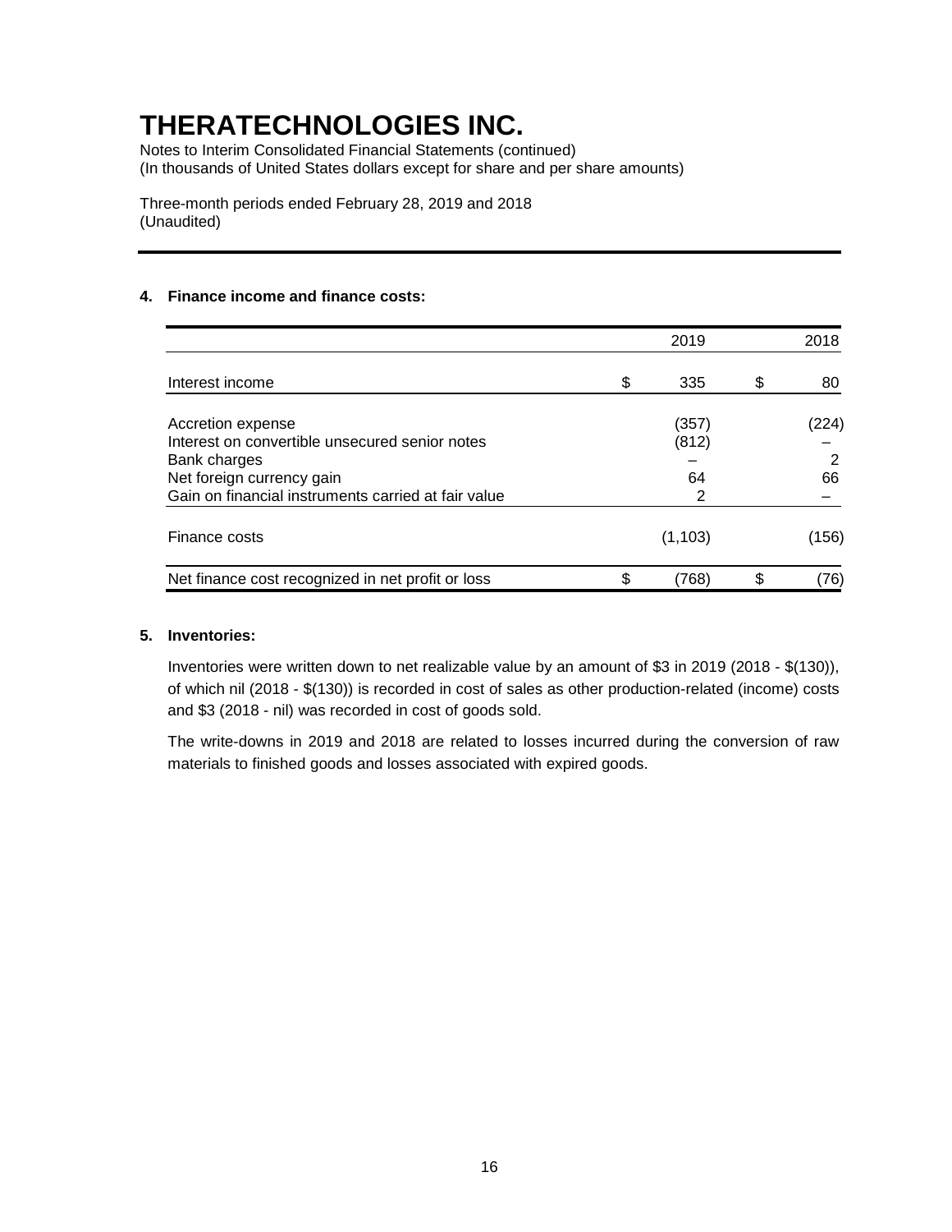# THERATECHNOLOGIES INC.

Notes to Interim Consolidated Financial Statements (continued)
(In thousands of United States dollars except for share and per share amounts)

Three-month periods ended February 28, 2019 and 2018
(Unaudited)

**4. Finance income and finance costs:**

| | 2019 | 2018 |
|---|---|---|
| Interest income | $ 335 | $ 80 |
| Accretion expense | (357) | (224) |
| Interest on convertible unsecured senior notes | (812) | – |
| Bank charges | – | 2 |
| Net foreign currency gain | 64 | 66 |
| Gain on financial instruments carried at fair value | 2 | – |
| Finance costs | (1,103) | (156) |
| Net finance cost recognized in net profit or loss | $ (768) | $ (76) |

**5. Inventories:**

Inventories were written down to net realizable value by an amount of $3 in 2019 (2018 - $(130)), of which nil (2018 - $(130)) is recorded in cost of sales as other production-related (income) costs and $3 (2018 - nil) was recorded in cost of goods sold.

The write-downs in 2019 and 2018 are related to losses incurred during the conversion of raw materials to finished goods and losses associated with expired goods.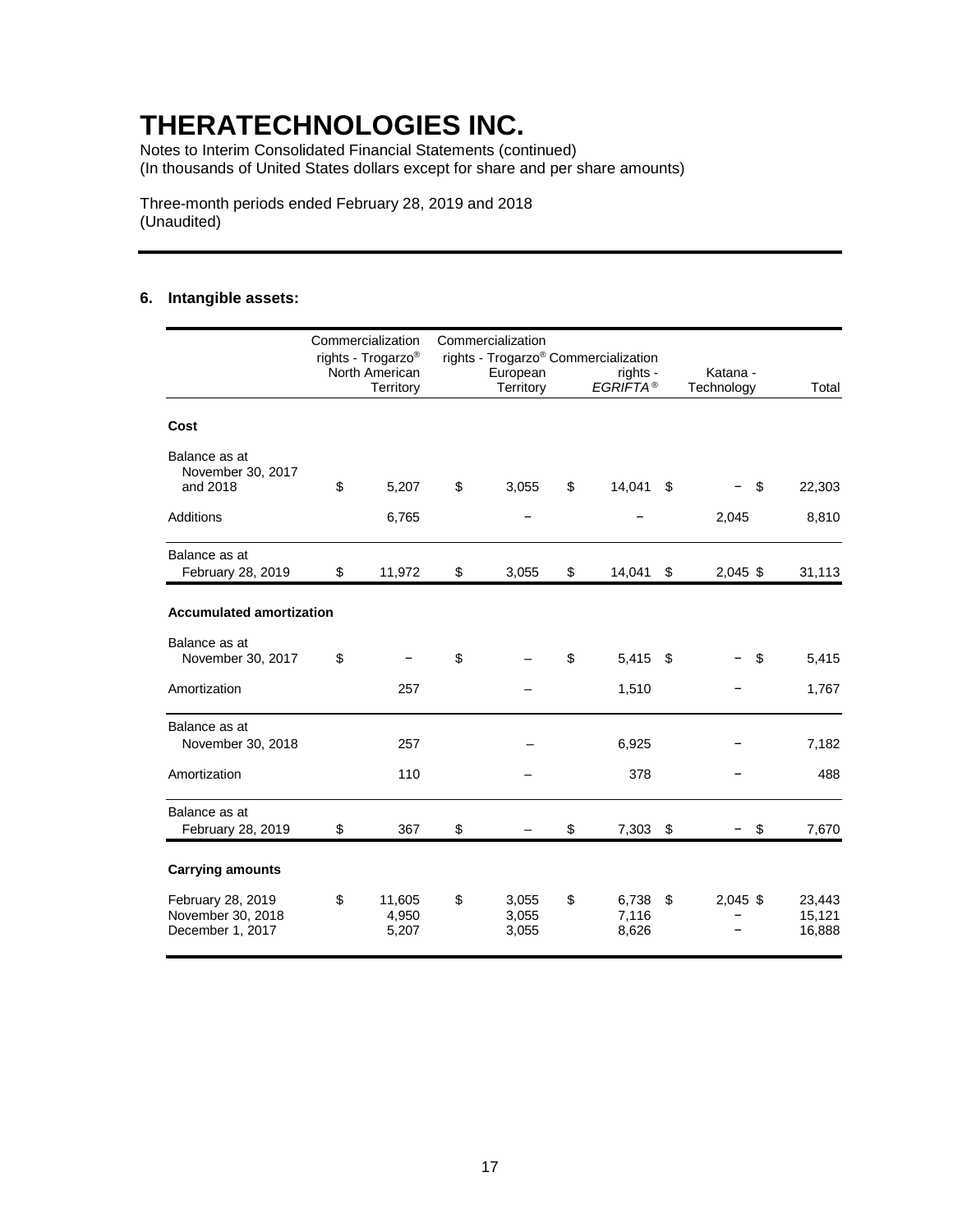# THERATECHNOLOGIES INC.

Notes to Interim Consolidated Financial Statements (continued)
(In thousands of United States dollars except for share and per share amounts)

Three-month periods ended February 28, 2019 and 2018
(Unaudited)

## 6. Intangible assets:

| | Commercialization rights - Trogarzo® North American Territory | Commercialization rights - Trogarzo® European Territory | Commercialization rights - *EGRIFTA®* | Katana - Technology | Total |
|---|---|---|---|---|---|
| **Cost** | | | | | |
| Balance as at November 30, 2017 and 2018 | $ 5,207 | $ 3,055 | $ 14,041 | $ – | $ 22,303 |
| Additions | 6,765 | – | – | 2,045 | 8,810 |
| Balance as at February 28, 2019 | $ 11,972 | $ 3,055 | $ 14,041 | $ 2,045 | $ 31,113 |
| **Accumulated amortization** | | | | | |
| Balance as at November 30, 2017 | $ – | $ – | $ 5,415 | $ – | $ 5,415 |
| Amortization | 257 | – | 1,510 | – | 1,767 |
| Balance as at November 30, 2018 | 257 | – | 6,925 | – | 7,182 |
| Amortization | 110 | – | 378 | – | 488 |
| Balance as at February 28, 2019 | $ 367 | $ – | $ 7,303 | $ – | $ 7,670 |
| **Carrying amounts** | | | | | |
| February 28, 2019 | $ 11,605 | $ 3,055 | $ 6,738 | $ 2,045 | $ 23,443 |
| November 30, 2018 | 4,950 | 3,055 | 7,116 | – | 15,121 |
| December 1, 2017 | 5,207 | 3,055 | 8,626 | – | 16,888 |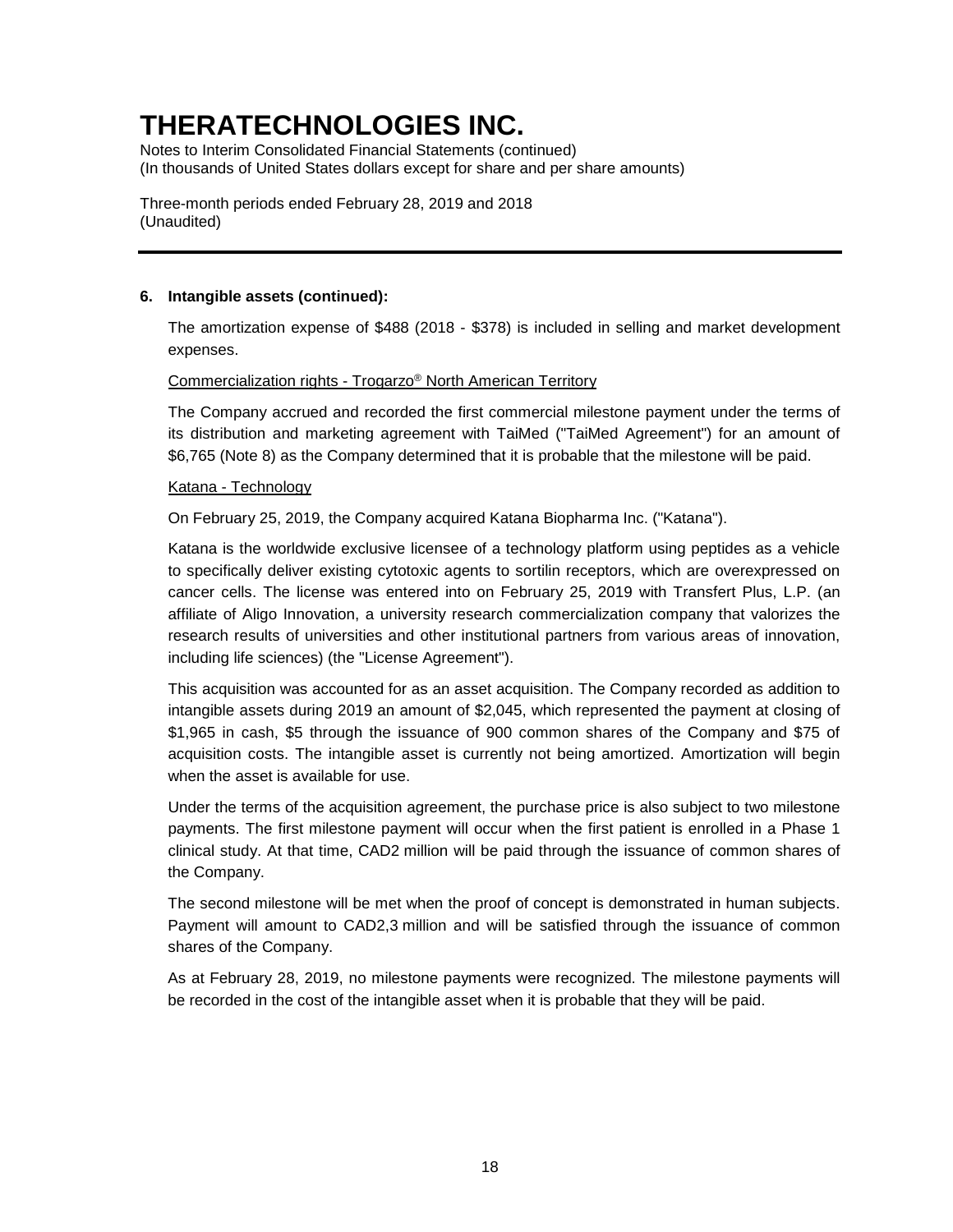# THERATECHNOLOGIES INC.

Notes to Interim Consolidated Financial Statements (continued)
(In thousands of United States dollars except for share and per share amounts)

Three-month periods ended February 28, 2019 and 2018
(Unaudited)

---

**6. Intangible assets (continued):**

The amortization expense of $488 (2018 - $378) is included in selling and market development expenses.

Commercialization rights - Trogarzo® North American Territory

The Company accrued and recorded the first commercial milestone payment under the terms of its distribution and marketing agreement with TaiMed ("TaiMed Agreement") for an amount of $6,765 (Note 8) as the Company determined that it is probable that the milestone will be paid.

Katana - Technology

On February 25, 2019, the Company acquired Katana Biopharma Inc. ("Katana").

Katana is the worldwide exclusive licensee of a technology platform using peptides as a vehicle to specifically deliver existing cytotoxic agents to sortilin receptors, which are overexpressed on cancer cells. The license was entered into on February 25, 2019 with Transfert Plus, L.P. (an affiliate of Aligo Innovation, a university research commercialization company that valorizes the research results of universities and other institutional partners from various areas of innovation, including life sciences) (the "License Agreement").

This acquisition was accounted for as an asset acquisition. The Company recorded as addition to intangible assets during 2019 an amount of $2,045, which represented the payment at closing of $1,965 in cash, $5 through the issuance of 900 common shares of the Company and $75 of acquisition costs. The intangible asset is currently not being amortized. Amortization will begin when the asset is available for use.

Under the terms of the acquisition agreement, the purchase price is also subject to two milestone payments. The first milestone payment will occur when the first patient is enrolled in a Phase 1 clinical study. At that time, CAD2 million will be paid through the issuance of common shares of the Company.

The second milestone will be met when the proof of concept is demonstrated in human subjects. Payment will amount to CAD2,3 million and will be satisfied through the issuance of common shares of the Company.

As at February 28, 2019, no milestone payments were recognized. The milestone payments will be recorded in the cost of the intangible asset when it is probable that they will be paid.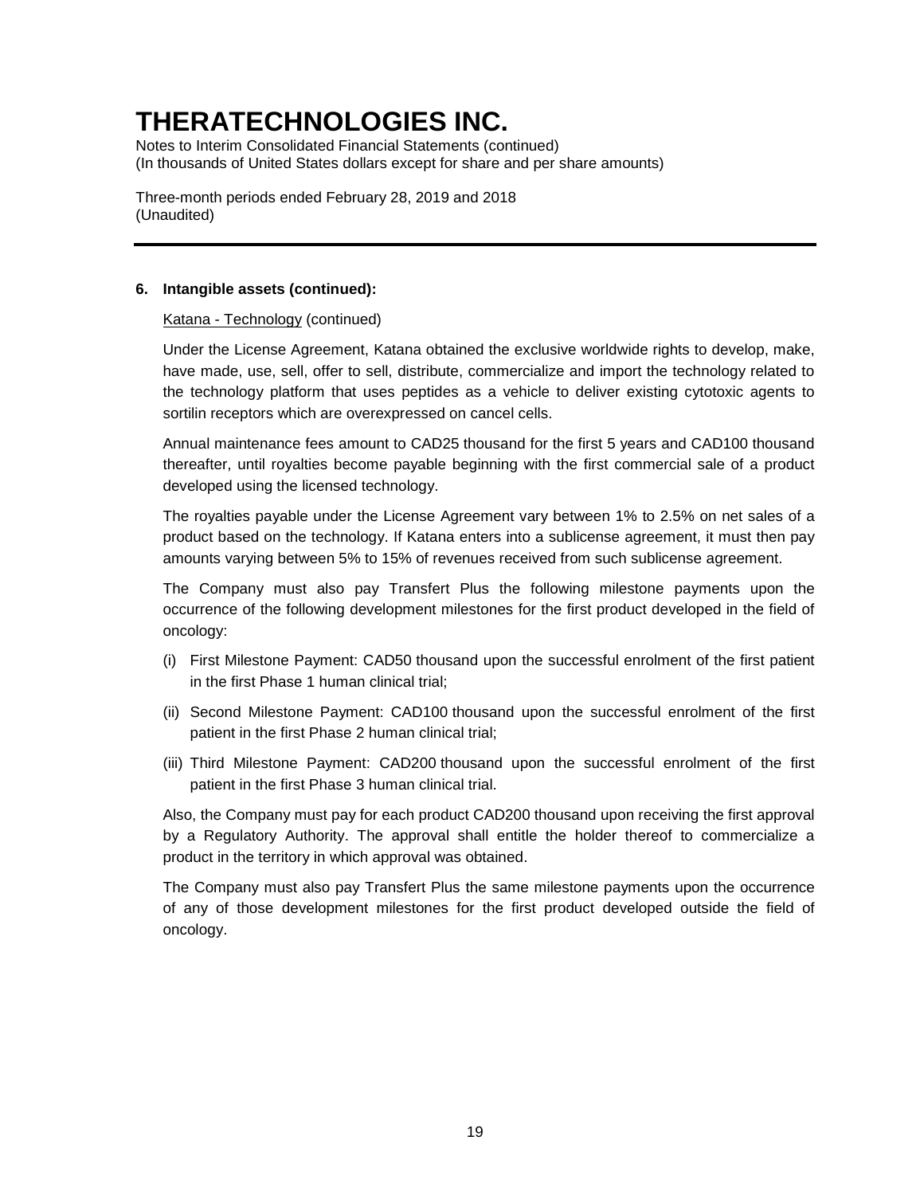# THERATECHNOLOGIES INC.

Notes to Interim Consolidated Financial Statements (continued)
(In thousands of United States dollars except for share and per share amounts)

Three-month periods ended February 28, 2019 and 2018
(Unaudited)

---

## 6. Intangible assets (continued):

Katana - Technology (continued)

Under the License Agreement, Katana obtained the exclusive worldwide rights to develop, make, have made, use, sell, offer to sell, distribute, commercialize and import the technology related to the technology platform that uses peptides as a vehicle to deliver existing cytotoxic agents to sortilin receptors which are overexpressed on cancel cells.

Annual maintenance fees amount to CAD25 thousand for the first 5 years and CAD100 thousand thereafter, until royalties become payable beginning with the first commercial sale of a product developed using the licensed technology.

The royalties payable under the License Agreement vary between 1% to 2.5% on net sales of a product based on the technology. If Katana enters into a sublicense agreement, it must then pay amounts varying between 5% to 15% of revenues received from such sublicense agreement.

The Company must also pay Transfert Plus the following milestone payments upon the occurrence of the following development milestones for the first product developed in the field of oncology:

(i) First Milestone Payment: CAD50 thousand upon the successful enrolment of the first patient in the first Phase 1 human clinical trial;

(ii) Second Milestone Payment: CAD100 thousand upon the successful enrolment of the first patient in the first Phase 2 human clinical trial;

(iii) Third Milestone Payment: CAD200 thousand upon the successful enrolment of the first patient in the first Phase 3 human clinical trial.

Also, the Company must pay for each product CAD200 thousand upon receiving the first approval by a Regulatory Authority. The approval shall entitle the holder thereof to commercialize a product in the territory in which approval was obtained.

The Company must also pay Transfert Plus the same milestone payments upon the occurrence of any of those development milestones for the first product developed outside the field of oncology.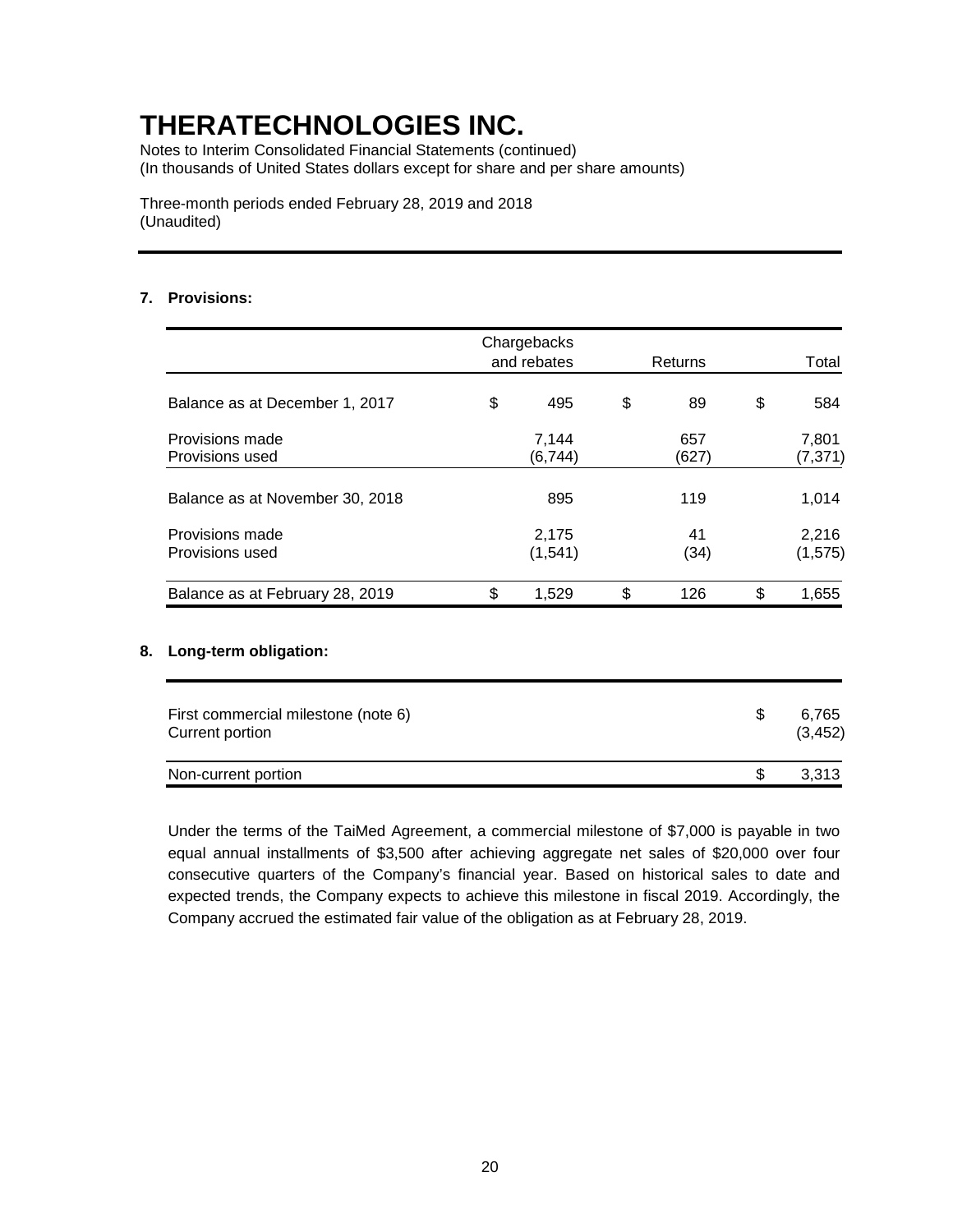# THERATECHNOLOGIES INC.

Notes to Interim Consolidated Financial Statements (continued)
(In thousands of United States dollars except for share and per share amounts)

Three-month periods ended February 28, 2019 and 2018
(Unaudited)

## 7. Provisions:

| | Chargebacks and rebates | Returns | Total |
|---|---|---|---|
| Balance as at December 1, 2017 | $ 495 | $ 89 | $ 584 |
| Provisions made | 7,144 | 657 | 7,801 |
| Provisions used | (6,744) | (627) | (7,371) |
| Balance as at November 30, 2018 | 895 | 119 | 1,014 |
| Provisions made | 2,175 | 41 | 2,216 |
| Provisions used | (1,541) | (34) | (1,575) |
| Balance as at February 28, 2019 | $ 1,529 | $ 126 | $ 1,655 |

## 8. Long-term obligation:

| | |
|---|---|
| First commercial milestone (note 6) | $ 6,765 |
| Current portion | (3,452) |
| Non-current portion | $ 3,313 |

Under the terms of the TaiMed Agreement, a commercial milestone of $7,000 is payable in two equal annual installments of $3,500 after achieving aggregate net sales of $20,000 over four consecutive quarters of the Company's financial year. Based on historical sales to date and expected trends, the Company expects to achieve this milestone in fiscal 2019. Accordingly, the Company accrued the estimated fair value of the obligation as at February 28, 2019.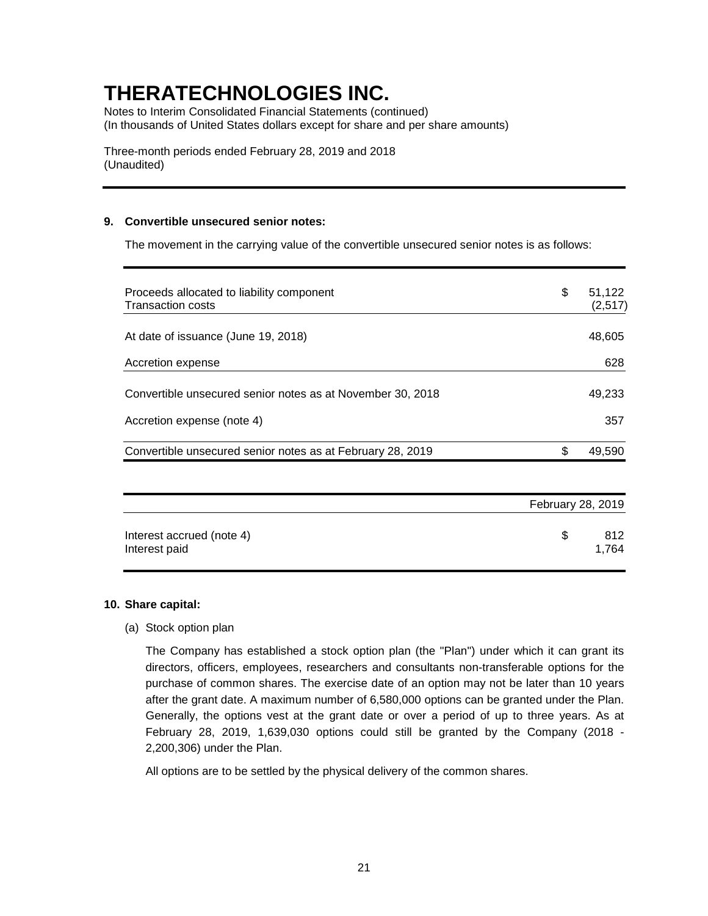# THERATECHNOLOGIES INC.

Notes to Interim Consolidated Financial Statements (continued)
(In thousands of United States dollars except for share and per share amounts)

Three-month periods ended February 28, 2019 and 2018
(Unaudited)

**9. Convertible unsecured senior notes:**

The movement in the carrying value of the convertible unsecured senior notes is as follows:

| | |
|---|---|
| Proceeds allocated to liability component | $ 51,122 |
| Transaction costs | (2,517) |
| At date of issuance (June 19, 2018) | 48,605 |
| Accretion expense | 628 |
| Convertible unsecured senior notes as at November 30, 2018 | 49,233 |
| Accretion expense (note 4) | 357 |
| Convertible unsecured senior notes as at February 28, 2019 | $ 49,590 |

| | February 28, 2019 |
|---|---|
| Interest accrued (note 4) | $ 812 |
| Interest paid | 1,764 |

**10. Share capital:**

(a) Stock option plan

The Company has established a stock option plan (the "Plan") under which it can grant its directors, officers, employees, researchers and consultants non-transferable options for the purchase of common shares. The exercise date of an option may not be later than 10 years after the grant date. A maximum number of 6,580,000 options can be granted under the Plan. Generally, the options vest at the grant date or over a period of up to three years. As at February 28, 2019, 1,639,030 options could still be granted by the Company (2018 - 2,200,306) under the Plan.

All options are to be settled by the physical delivery of the common shares.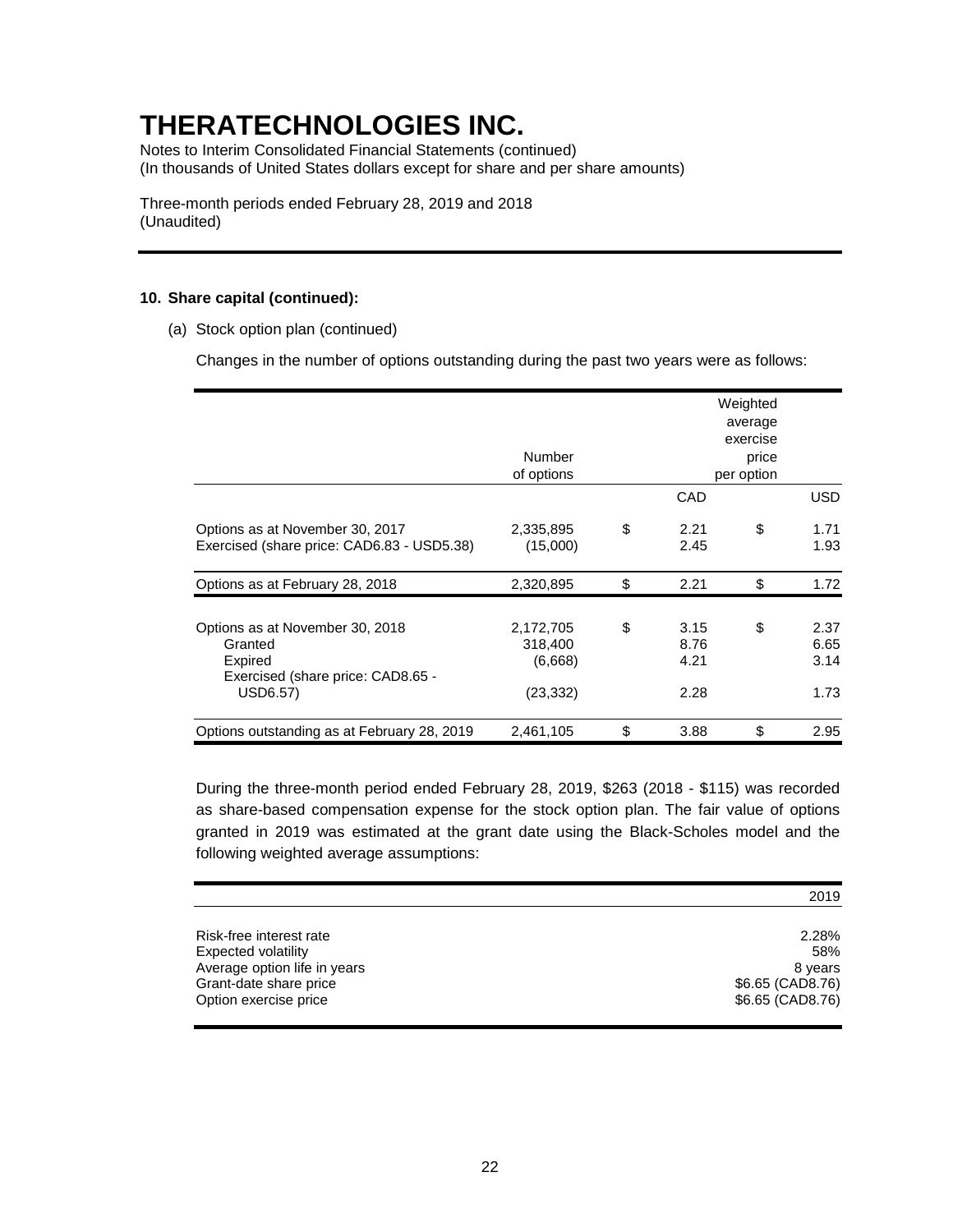# THERATECHNOLOGIES INC.

Notes to Interim Consolidated Financial Statements (continued)
(In thousands of United States dollars except for share and per share amounts)

Three-month periods ended February 28, 2019 and 2018
(Unaudited)

**10. Share capital (continued):**

(a) Stock option plan (continued)

Changes in the number of options outstanding during the past two years were as follows:

| | Number of options | Weighted average exercise price per option CAD | USD |
|---|---|---|---|
| Options as at November 30, 2017 | 2,335,895 | $ 2.21 | $ 1.71 |
| Exercised (share price: CAD6.83 - USD5.38) | (15,000) | 2.45 | 1.93 |
| Options as at February 28, 2018 | 2,320,895 | $ 2.21 | $ 1.72 |
| | | | |
| Options as at November 30, 2018 | 2,172,705 | $ 3.15 | $ 2.37 |
| Granted | 318,400 | 8.76 | 6.65 |
| Expired | (6,668) | 4.21 | 3.14 |
| Exercised (share price: CAD8.65 - USD6.57) | (23,332) | 2.28 | 1.73 |
| Options outstanding as at February 28, 2019 | 2,461,105 | $ 3.88 | $ 2.95 |

During the three-month period ended February 28, 2019, $263 (2018 - $115) was recorded as share-based compensation expense for the stock option plan. The fair value of options granted in 2019 was estimated at the grant date using the Black-Scholes model and the following weighted average assumptions:

| | 2019 |
|---|---|
| Risk-free interest rate | 2.28% |
| Expected volatility | 58% |
| Average option life in years | 8 years |
| Grant-date share price | $6.65 (CAD8.76) |
| Option exercise price | $6.65 (CAD8.76) |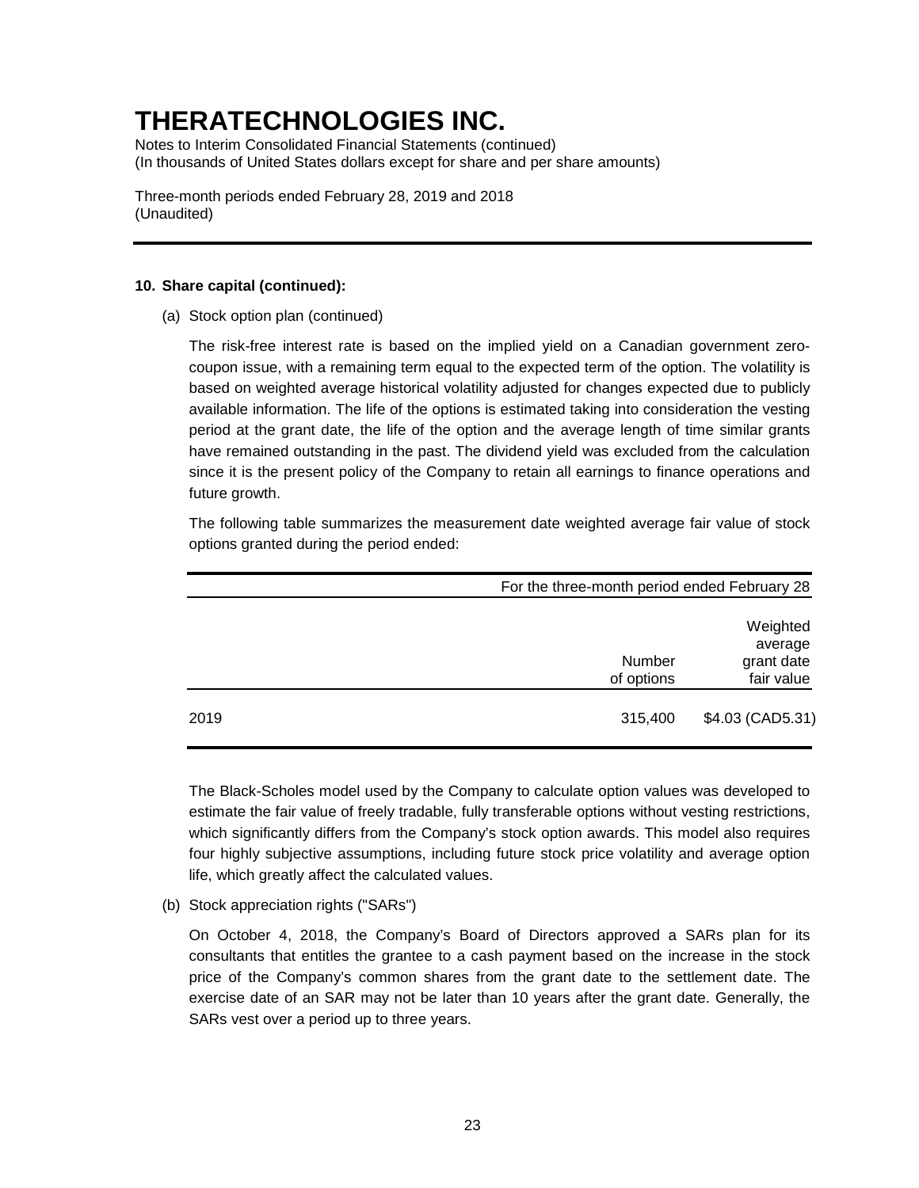# THERATECHNOLOGIES INC.

Notes to Interim Consolidated Financial Statements (continued)
(In thousands of United States dollars except for share and per share amounts)

Three-month periods ended February 28, 2019 and 2018
(Unaudited)

**10. Share capital (continued):**

(a) Stock option plan (continued)

The risk-free interest rate is based on the implied yield on a Canadian government zero-coupon issue, with a remaining term equal to the expected term of the option. The volatility is based on weighted average historical volatility adjusted for changes expected due to publicly available information. The life of the options is estimated taking into consideration the vesting period at the grant date, the life of the option and the average length of time similar grants have remained outstanding in the past. The dividend yield was excluded from the calculation since it is the present policy of the Company to retain all earnings to finance operations and future growth.

The following table summarizes the measurement date weighted average fair value of stock options granted during the period ended:

| | For the three-month period ended February 28 | |
|---|---|---|
| | Number of options | Weighted average grant date fair value |
| 2019 | 315,400 | $4.03 (CAD5.31) |

The Black-Scholes model used by the Company to calculate option values was developed to estimate the fair value of freely tradable, fully transferable options without vesting restrictions, which significantly differs from the Company's stock option awards. This model also requires four highly subjective assumptions, including future stock price volatility and average option life, which greatly affect the calculated values.

(b) Stock appreciation rights ("SARs")

On October 4, 2018, the Company's Board of Directors approved a SARs plan for its consultants that entitles the grantee to a cash payment based on the increase in the stock price of the Company's common shares from the grant date to the settlement date. The exercise date of an SAR may not be later than 10 years after the grant date. Generally, the SARs vest over a period up to three years.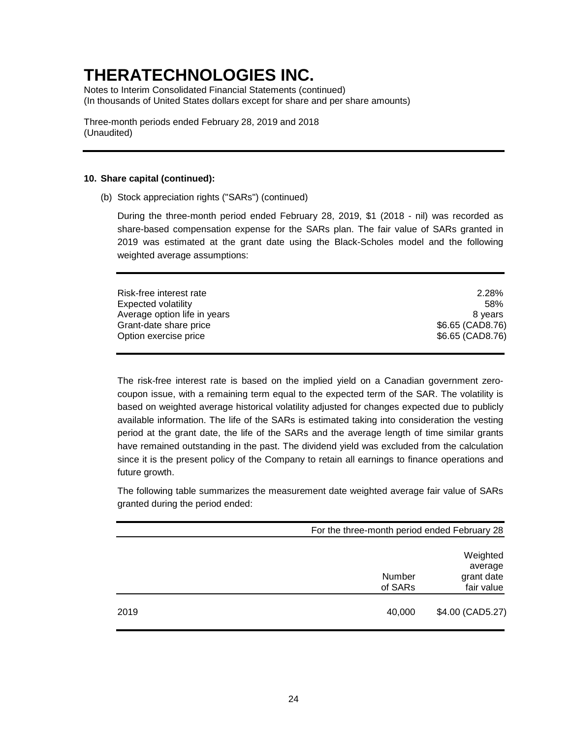## 10. Share capital (continued):

(b) Stock appreciation rights ("SARs") (continued)

During the three-month period ended February 28, 2019, $1 (2018 - nil) was recorded as share-based compensation expense for the SARs plan. The fair value of SARs granted in 2019 was estimated at the grant date using the Black-Scholes model and the following weighted average assumptions:

| | |
|---|---|
| Risk-free interest rate | 2.28% |
| Expected volatility | 58% |
| Average option life in years | 8 years |
| Grant-date share price | $6.65 (CAD8.76) |
| Option exercise price | $6.65 (CAD8.76) |

The risk-free interest rate is based on the implied yield on a Canadian government zero-coupon issue, with a remaining term equal to the expected term of the SAR. The volatility is based on weighted average historical volatility adjusted for changes expected due to publicly available information. The life of the SARs is estimated taking into consideration the vesting period at the grant date, the life of the SARs and the average length of time similar grants have remained outstanding in the past. The dividend yield was excluded from the calculation since it is the present policy of the Company to retain all earnings to finance operations and future growth.

The following table summarizes the measurement date weighted average fair value of SARs granted during the period ended:

| | For the three-month period ended February 28 | |
|---|---|---|
| | Number of SARs | Weighted average grant date fair value |
| 2019 | 40,000 | $4.00 (CAD5.27) |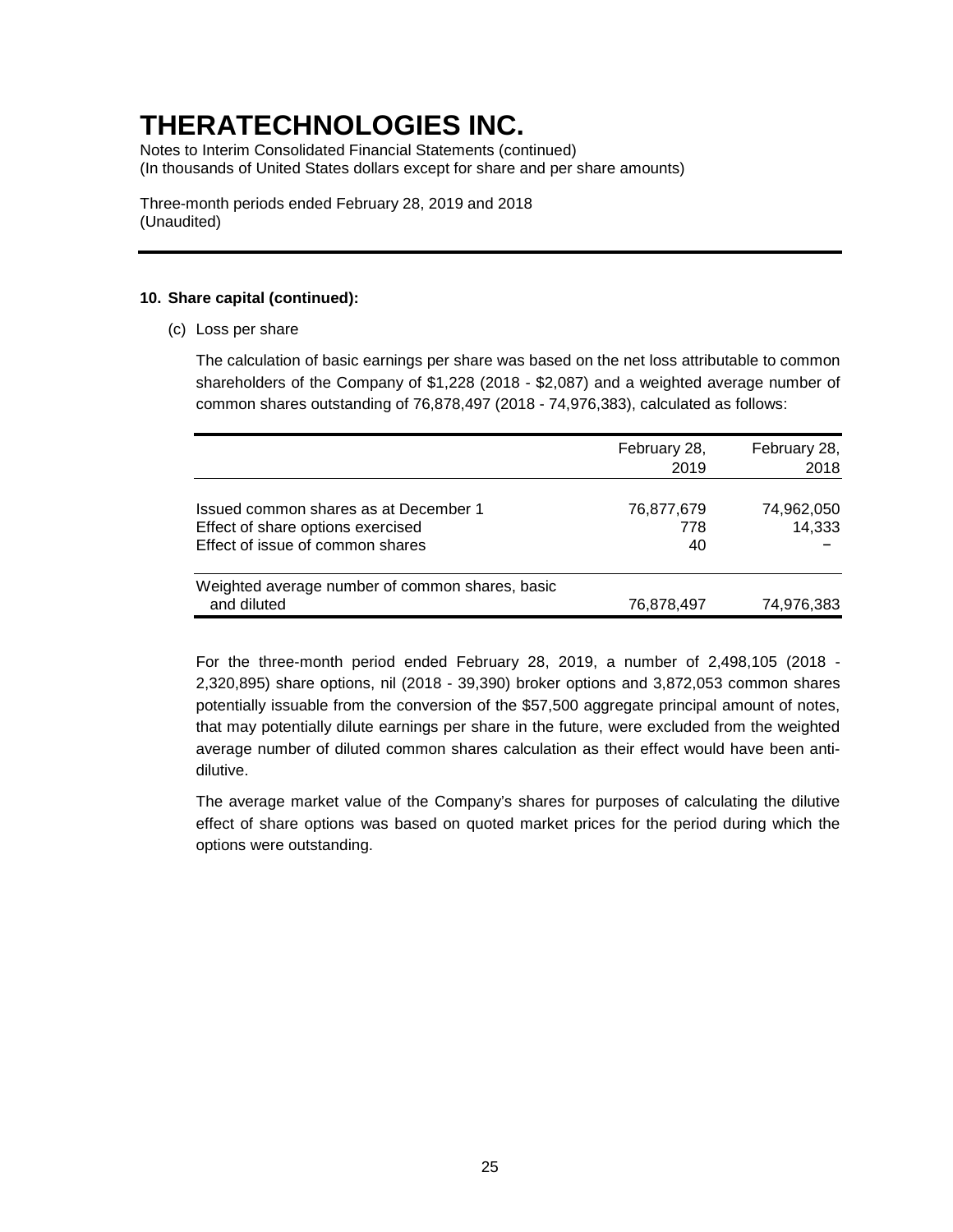# THERATECHNOLOGIES INC.

Notes to Interim Consolidated Financial Statements (continued)
(In thousands of United States dollars except for share and per share amounts)

Three-month periods ended February 28, 2019 and 2018
(Unaudited)

**10. Share capital (continued):**

(c) Loss per share

The calculation of basic earnings per share was based on the net loss attributable to common shareholders of the Company of $1,228 (2018 - $2,087) and a weighted average number of common shares outstanding of 76,878,497 (2018 - 74,976,383), calculated as follows:

| | February 28, 2019 | February 28, 2018 |
|---|---|---|
| Issued common shares as at December 1 | 76,877,679 | 74,962,050 |
| Effect of share options exercised | 778 | 14,333 |
| Effect of issue of common shares | 40 | – |
| Weighted average number of common shares, basic and diluted | 76,878,497 | 74,976,383 |

For the three-month period ended February 28, 2019, a number of 2,498,105 (2018 - 2,320,895) share options, nil (2018 - 39,390) broker options and 3,872,053 common shares potentially issuable from the conversion of the $57,500 aggregate principal amount of notes, that may potentially dilute earnings per share in the future, were excluded from the weighted average number of diluted common shares calculation as their effect would have been anti-dilutive.

The average market value of the Company's shares for purposes of calculating the dilutive effect of share options was based on quoted market prices for the period during which the options were outstanding.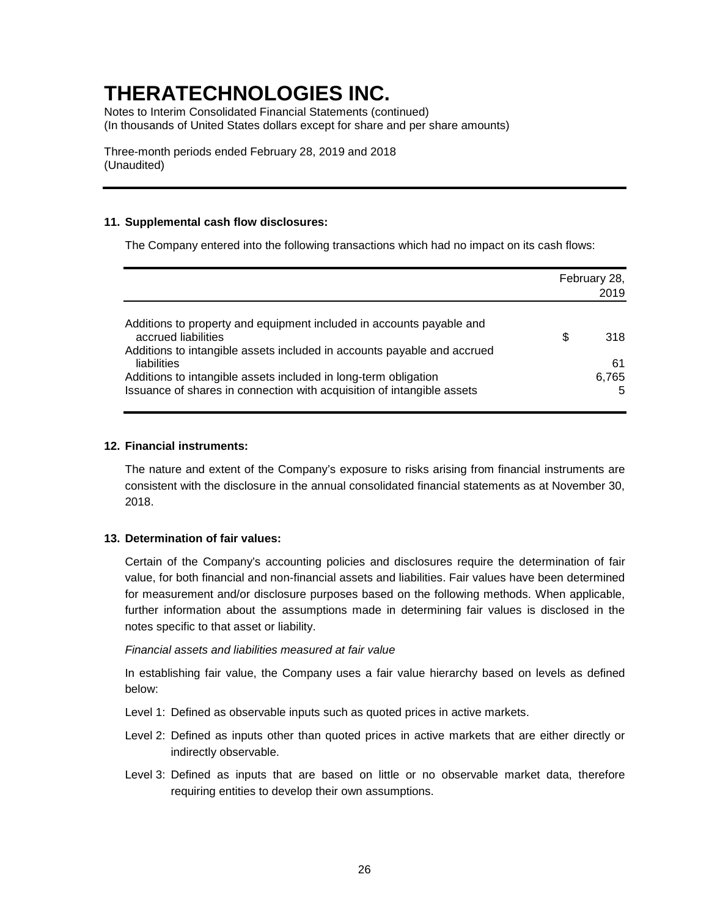# THERATECHNOLOGIES INC.

Notes to Interim Consolidated Financial Statements (continued)
(In thousands of United States dollars except for share and per share amounts)

Three-month periods ended February 28, 2019 and 2018
(Unaudited)

**11. Supplemental cash flow disclosures:**

The Company entered into the following transactions which had no impact on its cash flows:

| | February 28, 2019 |
|---|---|
| Additions to property and equipment included in accounts payable and accrued liabilities | $ 318 |
| Additions to intangible assets included in accounts payable and accrued liabilities | 61 |
| Additions to intangible assets included in long-term obligation | 6,765 |
| Issuance of shares in connection with acquisition of intangible assets | 5 |

**12. Financial instruments:**

The nature and extent of the Company's exposure to risks arising from financial instruments are consistent with the disclosure in the annual consolidated financial statements as at November 30, 2018.

**13. Determination of fair values:**

Certain of the Company's accounting policies and disclosures require the determination of fair value, for both financial and non-financial assets and liabilities. Fair values have been determined for measurement and/or disclosure purposes based on the following methods. When applicable, further information about the assumptions made in determining fair values is disclosed in the notes specific to that asset or liability.

*Financial assets and liabilities measured at fair value*

In establishing fair value, the Company uses a fair value hierarchy based on levels as defined below:

Level 1: Defined as observable inputs such as quoted prices in active markets.

Level 2: Defined as inputs other than quoted prices in active markets that are either directly or indirectly observable.

Level 3: Defined as inputs that are based on little or no observable market data, therefore requiring entities to develop their own assumptions.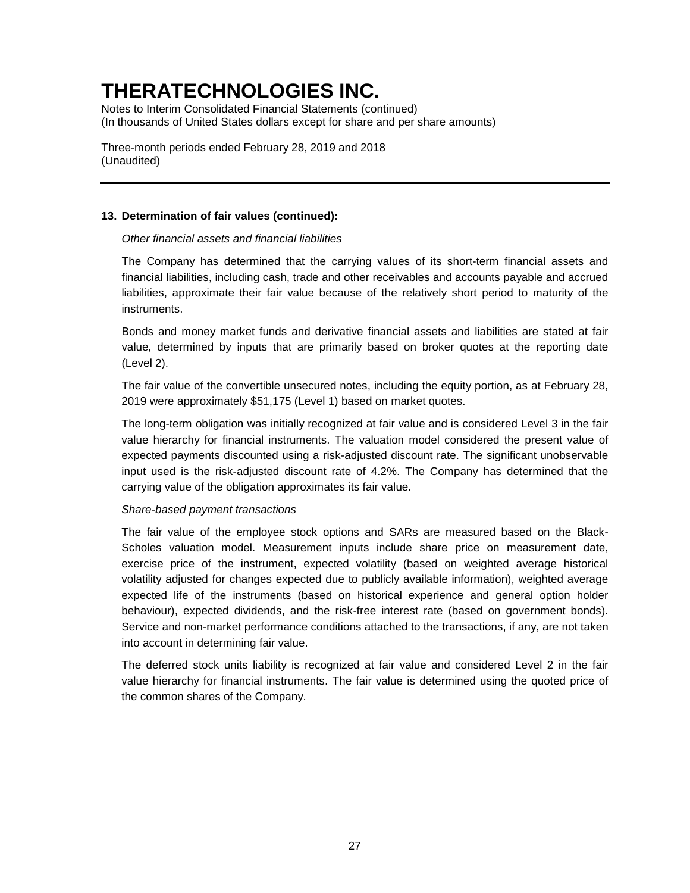# THERATECHNOLOGIES INC.

Notes to Interim Consolidated Financial Statements (continued)
(In thousands of United States dollars except for share and per share amounts)

Three-month periods ended February 28, 2019 and 2018
(Unaudited)

---

**13. Determination of fair values (continued):**

*Other financial assets and financial liabilities*

The Company has determined that the carrying values of its short-term financial assets and financial liabilities, including cash, trade and other receivables and accounts payable and accrued liabilities, approximate their fair value because of the relatively short period to maturity of the instruments.

Bonds and money market funds and derivative financial assets and liabilities are stated at fair value, determined by inputs that are primarily based on broker quotes at the reporting date (Level 2).

The fair value of the convertible unsecured notes, including the equity portion, as at February 28, 2019 were approximately $51,175 (Level 1) based on market quotes.

The long-term obligation was initially recognized at fair value and is considered Level 3 in the fair value hierarchy for financial instruments. The valuation model considered the present value of expected payments discounted using a risk-adjusted discount rate. The significant unobservable input used is the risk-adjusted discount rate of 4.2%. The Company has determined that the carrying value of the obligation approximates its fair value.

*Share-based payment transactions*

The fair value of the employee stock options and SARs are measured based on the Black-Scholes valuation model. Measurement inputs include share price on measurement date, exercise price of the instrument, expected volatility (based on weighted average historical volatility adjusted for changes expected due to publicly available information), weighted average expected life of the instruments (based on historical experience and general option holder behaviour), expected dividends, and the risk-free interest rate (based on government bonds). Service and non-market performance conditions attached to the transactions, if any, are not taken into account in determining fair value.

The deferred stock units liability is recognized at fair value and considered Level 2 in the fair value hierarchy for financial instruments. The fair value is determined using the quoted price of the common shares of the Company.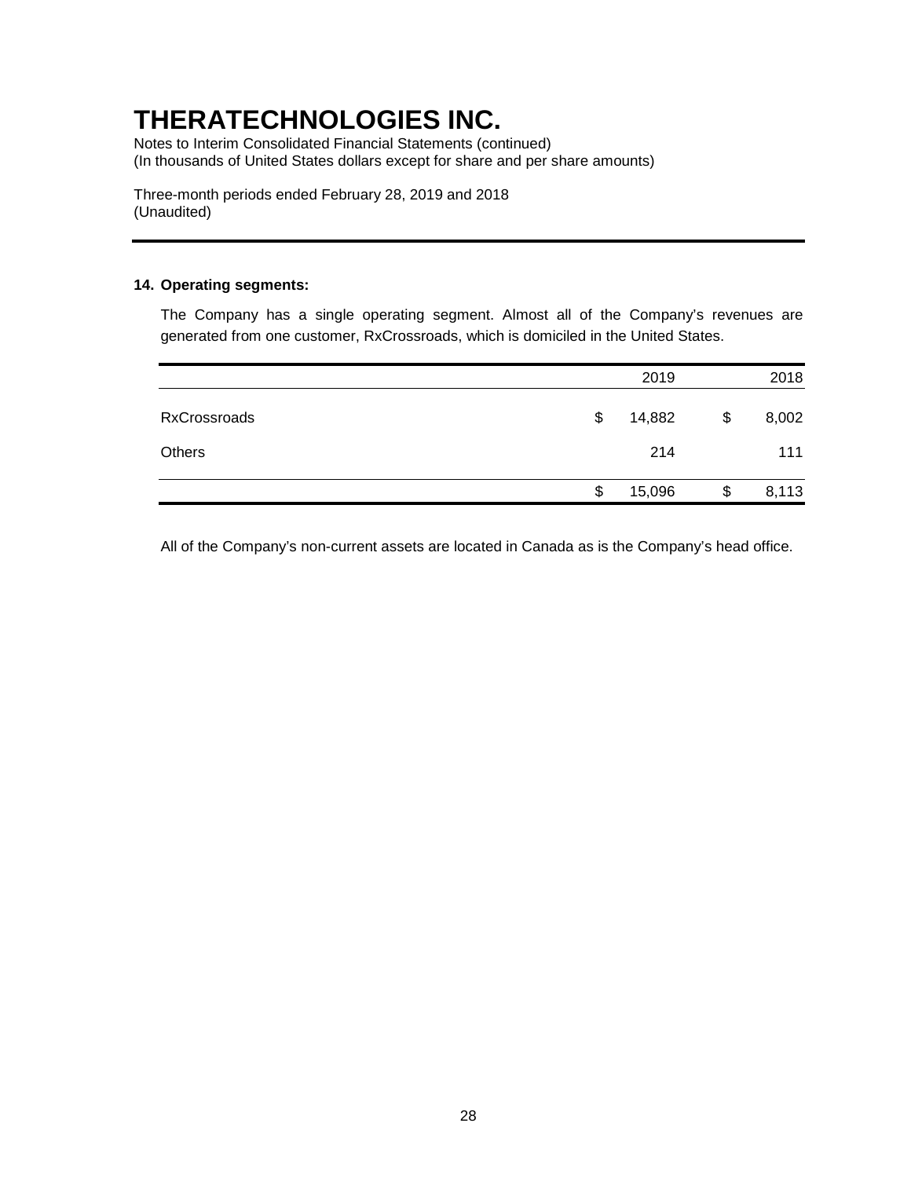# THERATECHNOLOGIES INC.

Notes to Interim Consolidated Financial Statements (continued)
(In thousands of United States dollars except for share and per share amounts)

Three-month periods ended February 28, 2019 and 2018
(Unaudited)

### 14. Operating segments:

The Company has a single operating segment. Almost all of the Company's revenues are generated from one customer, RxCrossroads, which is domiciled in the United States.

| | 2019 | 2018 |
|---|---|---|
| RxCrossroads | $ 14,882 | $ 8,002 |
| Others | 214 | 111 |
| | $ 15,096 | $ 8,113 |

All of the Company's non-current assets are located in Canada as is the Company's head office.